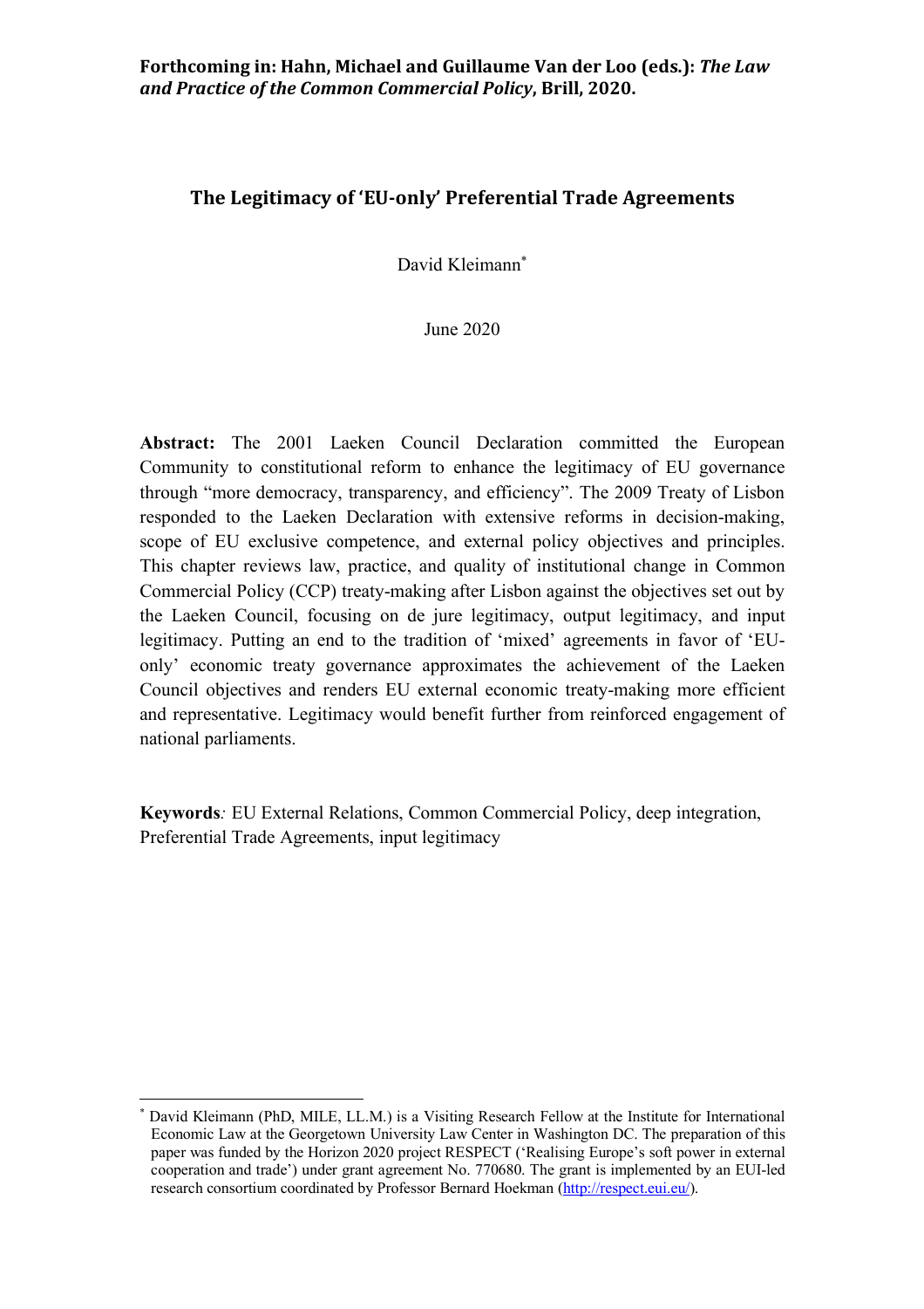**Forthcoming in: Hahn, Michael and Guillaume Van der Loo (eds.): *The Law and Practice of the Common Commercial Policy*, Brill, 2020.**

# The Legitimacy of 'EU-only' Preferential Trade Agreements

David Kleimann[*]

June 2020

**Abstract:** The 2001 Laeken Council Declaration committed the European Community to constitutional reform to enhance the legitimacy of EU governance through "more democracy, transparency, and efficiency". The 2009 Treaty of Lisbon responded to the Laeken Declaration with extensive reforms in decision-making, scope of EU exclusive competence, and external policy objectives and principles. This chapter reviews law, practice, and quality of institutional change in Common Commercial Policy (CCP) treaty-making after Lisbon against the objectives set out by the Laeken Council, focusing on de jure legitimacy, output legitimacy, and input legitimacy. Putting an end to the tradition of 'mixed' agreements in favor of 'EU-only' economic treaty governance approximates the achievement of the Laeken Council objectives and renders EU external economic treaty-making more efficient and representative. Legitimacy would benefit further from reinforced engagement of national parliaments.

**Keywords***:* EU External Relations, Common Commercial Policy, deep integration, Preferential Trade Agreements, input legitimacy

[*] David Kleimann (PhD, MILE, LL.M.) is a Visiting Research Fellow at the Institute for International Economic Law at the Georgetown University Law Center in Washington DC. The preparation of this paper was funded by the Horizon 2020 project RESPECT ('Realising Europe's soft power in external cooperation and trade') under grant agreement No. 770680. The grant is implemented by an EUI-led research consortium coordinated by Professor Bernard Hoekman (http://respect.eui.eu/).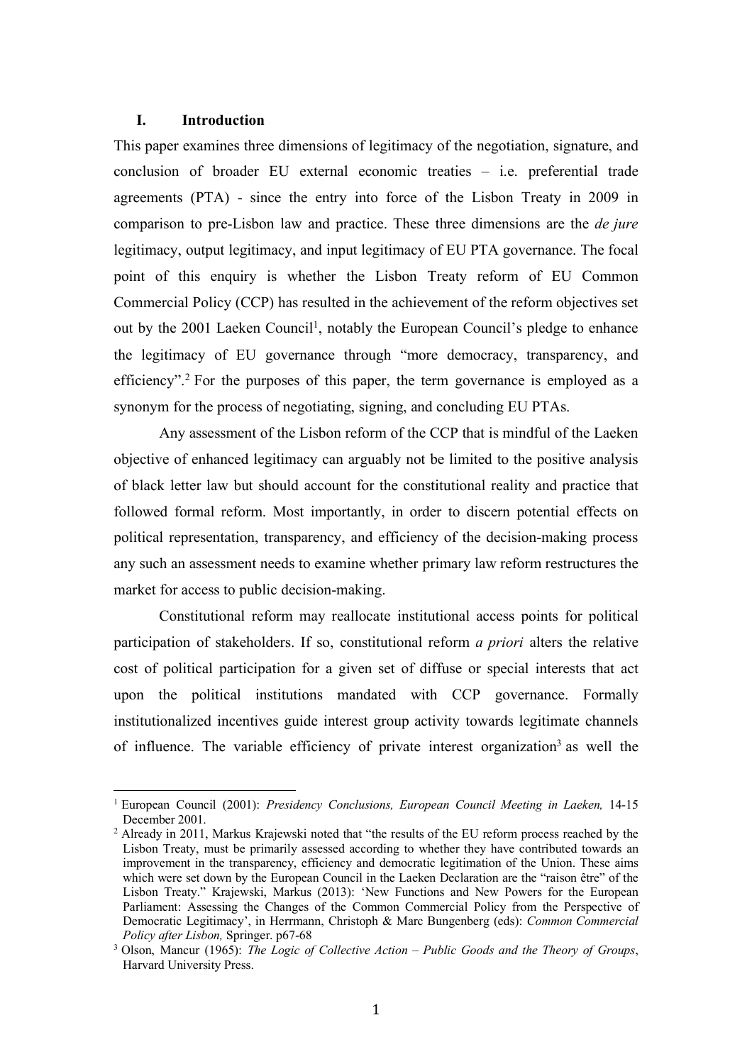## I. Introduction

This paper examines three dimensions of legitimacy of the negotiation, signature, and conclusion of broader EU external economic treaties – i.e. preferential trade agreements (PTA) - since the entry into force of the Lisbon Treaty in 2009 in comparison to pre-Lisbon law and practice. These three dimensions are the *de jure* legitimacy, output legitimacy, and input legitimacy of EU PTA governance. The focal point of this enquiry is whether the Lisbon Treaty reform of EU Common Commercial Policy (CCP) has resulted in the achievement of the reform objectives set out by the 2001 Laeken Council[1], notably the European Council's pledge to enhance the legitimacy of EU governance through "more democracy, transparency, and efficiency".[2] For the purposes of this paper, the term governance is employed as a synonym for the process of negotiating, signing, and concluding EU PTAs.

Any assessment of the Lisbon reform of the CCP that is mindful of the Laeken objective of enhanced legitimacy can arguably not be limited to the positive analysis of black letter law but should account for the constitutional reality and practice that followed formal reform. Most importantly, in order to discern potential effects on political representation, transparency, and efficiency of the decision-making process any such an assessment needs to examine whether primary law reform restructures the market for access to public decision-making.

Constitutional reform may reallocate institutional access points for political participation of stakeholders. If so, constitutional reform *a priori* alters the relative cost of political participation for a given set of diffuse or special interests that act upon the political institutions mandated with CCP governance. Formally institutionalized incentives guide interest group activity towards legitimate channels of influence. The variable efficiency of private interest organization[3] as well the

---

[1] European Council (2001): *Presidency Conclusions, European Council Meeting in Laeken,* 14-15 December 2001.

[2] Already in 2011, Markus Krajewski noted that "the results of the EU reform process reached by the Lisbon Treaty, must be primarily assessed according to whether they have contributed towards an improvement in the transparency, efficiency and democratic legitimation of the Union. These aims which were set down by the European Council in the Laeken Declaration are the "raison être" of the Lisbon Treaty." Krajewski, Markus (2013): 'New Functions and New Powers for the European Parliament: Assessing the Changes of the Common Commercial Policy from the Perspective of Democratic Legitimacy', in Herrmann, Christoph & Marc Bungenberg (eds): *Common Commercial Policy after Lisbon,* Springer. p67-68

[3] Olson, Mancur (1965): *The Logic of Collective Action – Public Goods and the Theory of Groups*, Harvard University Press.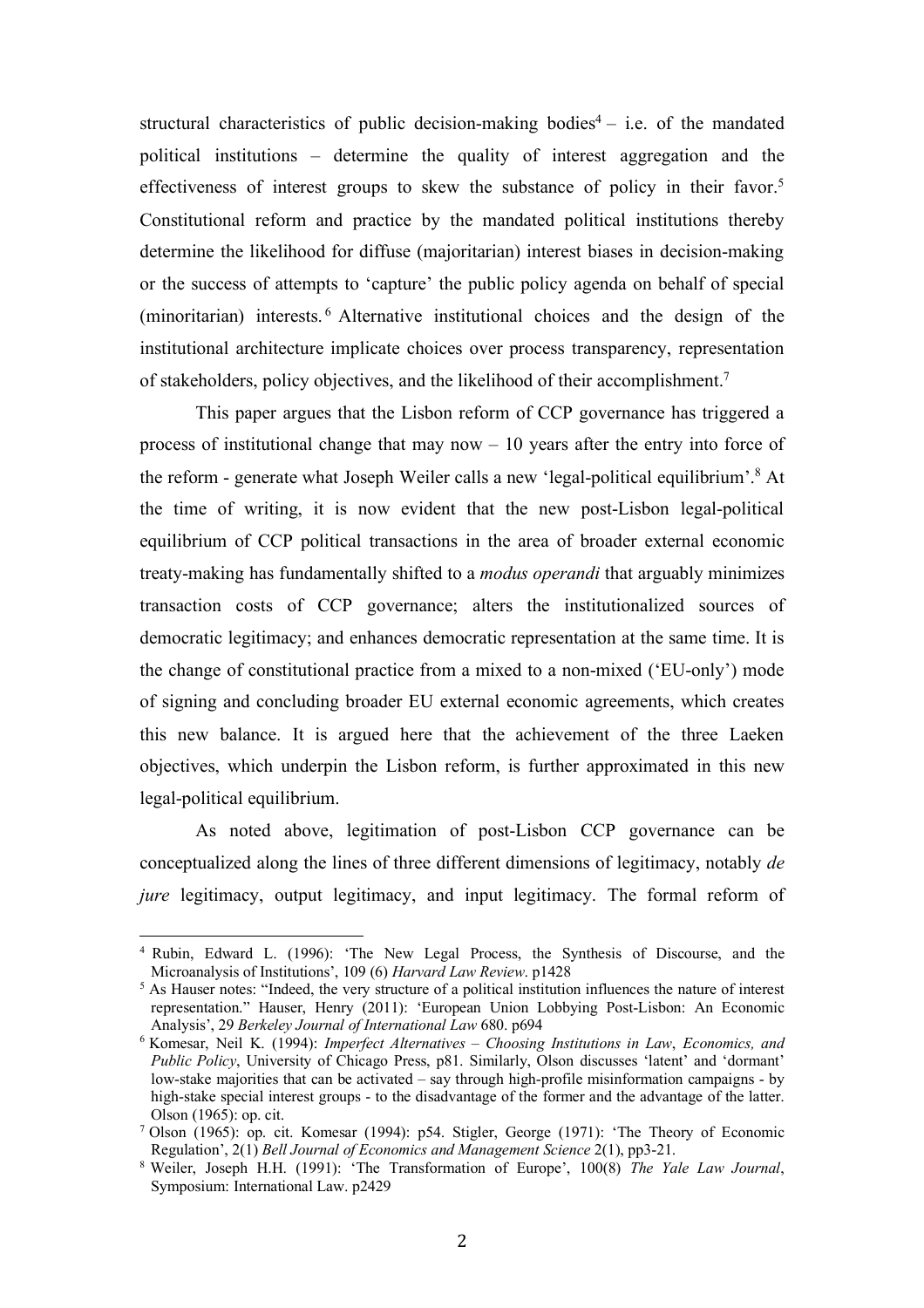structural characteristics of public decision-making bodies[4] – i.e. of the mandated political institutions – determine the quality of interest aggregation and the effectiveness of interest groups to skew the substance of policy in their favor.[5] Constitutional reform and practice by the mandated political institutions thereby determine the likelihood for diffuse (majoritarian) interest biases in decision-making or the success of attempts to 'capture' the public policy agenda on behalf of special (minoritarian) interests.[6] Alternative institutional choices and the design of the institutional architecture implicate choices over process transparency, representation of stakeholders, policy objectives, and the likelihood of their accomplishment.[7]

This paper argues that the Lisbon reform of CCP governance has triggered a process of institutional change that may now – 10 years after the entry into force of the reform - generate what Joseph Weiler calls a new 'legal-political equilibrium'.[8] At the time of writing, it is now evident that the new post-Lisbon legal-political equilibrium of CCP political transactions in the area of broader external economic treaty-making has fundamentally shifted to a *modus operandi* that arguably minimizes transaction costs of CCP governance; alters the institutionalized sources of democratic legitimacy; and enhances democratic representation at the same time. It is the change of constitutional practice from a mixed to a non-mixed ('EU-only') mode of signing and concluding broader EU external economic agreements, which creates this new balance. It is argued here that the achievement of the three Laeken objectives, which underpin the Lisbon reform, is further approximated in this new legal-political equilibrium.

As noted above, legitimation of post-Lisbon CCP governance can be conceptualized along the lines of three different dimensions of legitimacy, notably *de jure* legitimacy, output legitimacy, and input legitimacy. The formal reform of

---

[4] Rubin, Edward L. (1996): 'The New Legal Process, the Synthesis of Discourse, and the Microanalysis of Institutions', 109 (6) *Harvard Law Review*. p1428

[5] As Hauser notes: "Indeed, the very structure of a political institution influences the nature of interest representation." Hauser, Henry (2011): 'European Union Lobbying Post-Lisbon: An Economic Analysis', 29 *Berkeley Journal of International Law* 680. p694

[6] Komesar, Neil K. (1994): *Imperfect Alternatives – Choosing Institutions in Law, Economics, and Public Policy*, University of Chicago Press, p81. Similarly, Olson discusses 'latent' and 'dormant' low-stake majorities that can be activated – say through high-profile misinformation campaigns - by high-stake special interest groups - to the disadvantage of the former and the advantage of the latter. Olson (1965): op. cit.

[7] Olson (1965): op. cit. Komesar (1994): p54. Stigler, George (1971): 'The Theory of Economic Regulation', 2(1) *Bell Journal of Economics and Management Science* 2(1), pp3-21.

[8] Weiler, Joseph H.H. (1991): 'The Transformation of Europe', 100(8) *The Yale Law Journal*, Symposium: International Law. p2429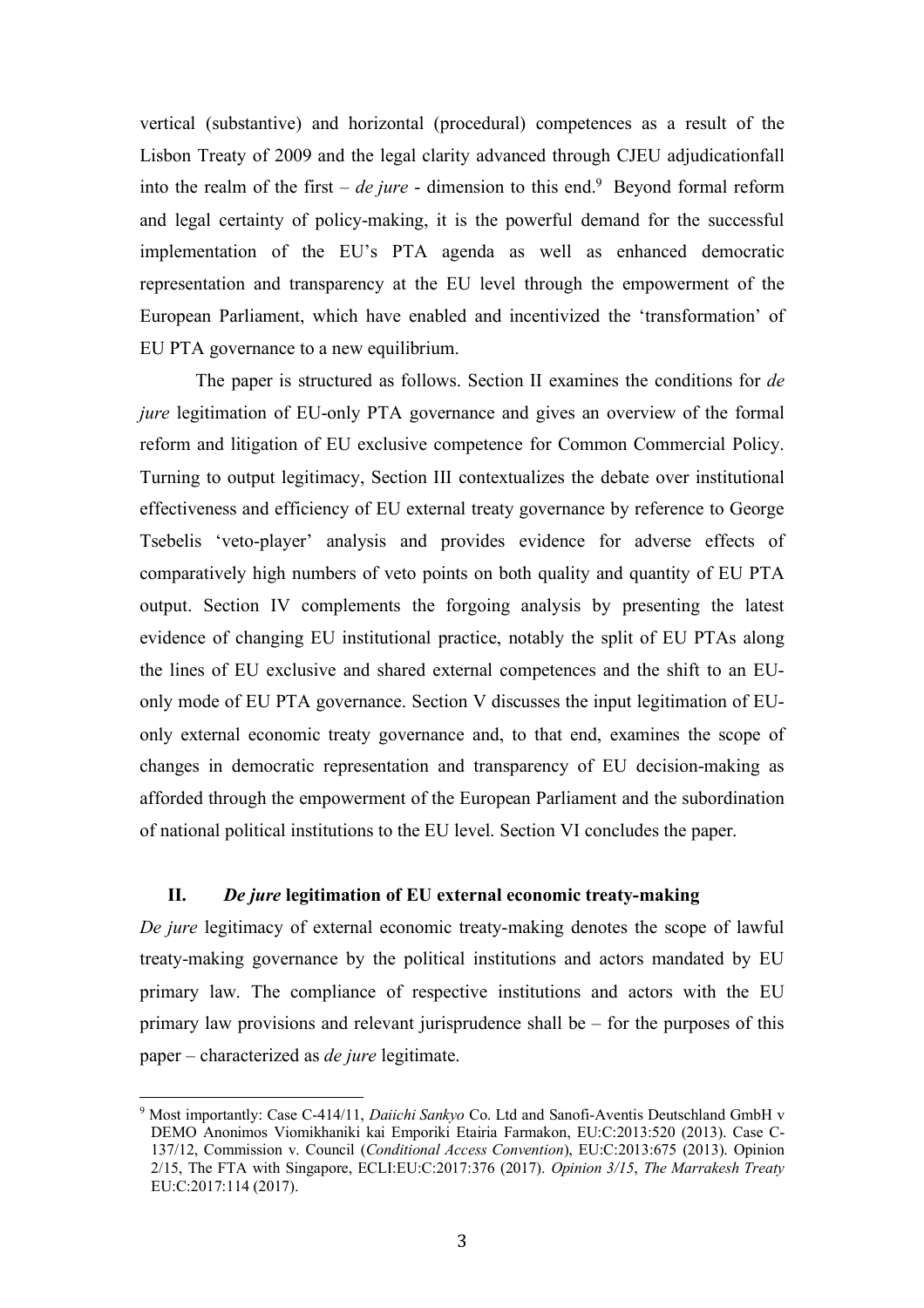vertical (substantive) and horizontal (procedural) competences as a result of the Lisbon Treaty of 2009 and the legal clarity advanced through CJEU adjudicationfall into the realm of the first – *de jure* - dimension to this end.[9] Beyond formal reform and legal certainty of policy-making, it is the powerful demand for the successful implementation of the EU's PTA agenda as well as enhanced democratic representation and transparency at the EU level through the empowerment of the European Parliament, which have enabled and incentivized the 'transformation' of EU PTA governance to a new equilibrium.

The paper is structured as follows. Section II examines the conditions for *de jure* legitimation of EU-only PTA governance and gives an overview of the formal reform and litigation of EU exclusive competence for Common Commercial Policy. Turning to output legitimacy, Section III contextualizes the debate over institutional effectiveness and efficiency of EU external treaty governance by reference to George Tsebelis 'veto-player' analysis and provides evidence for adverse effects of comparatively high numbers of veto points on both quality and quantity of EU PTA output. Section IV complements the forgoing analysis by presenting the latest evidence of changing EU institutional practice, notably the split of EU PTAs along the lines of EU exclusive and shared external competences and the shift to an EU-only mode of EU PTA governance. Section V discusses the input legitimation of EU-only external economic treaty governance and, to that end, examines the scope of changes in democratic representation and transparency of EU decision-making as afforded through the empowerment of the European Parliament and the subordination of national political institutions to the EU level. Section VI concludes the paper.

## II. *De jure* legitimation of EU external economic treaty-making

*De jure* legitimacy of external economic treaty-making denotes the scope of lawful treaty-making governance by the political institutions and actors mandated by EU primary law. The compliance of respective institutions and actors with the EU primary law provisions and relevant jurisprudence shall be – for the purposes of this paper – characterized as *de jure* legitimate.

---

[9] Most importantly: Case C-414/11, *Daiichi Sankyo* Co. Ltd and Sanofi-Aventis Deutschland GmbH v DEMO Anonimos Viomikhaniki kai Emporiki Etairia Farmakon, EU:C:2013:520 (2013). Case C-137/12, Commission v. Council (*Conditional Access Convention*), EU:C:2013:675 (2013). Opinion 2/15, The FTA with Singapore, ECLI:EU:C:2017:376 (2017). *Opinion 3/15*, *The Marrakesh Treaty* EU:C:2017:114 (2017).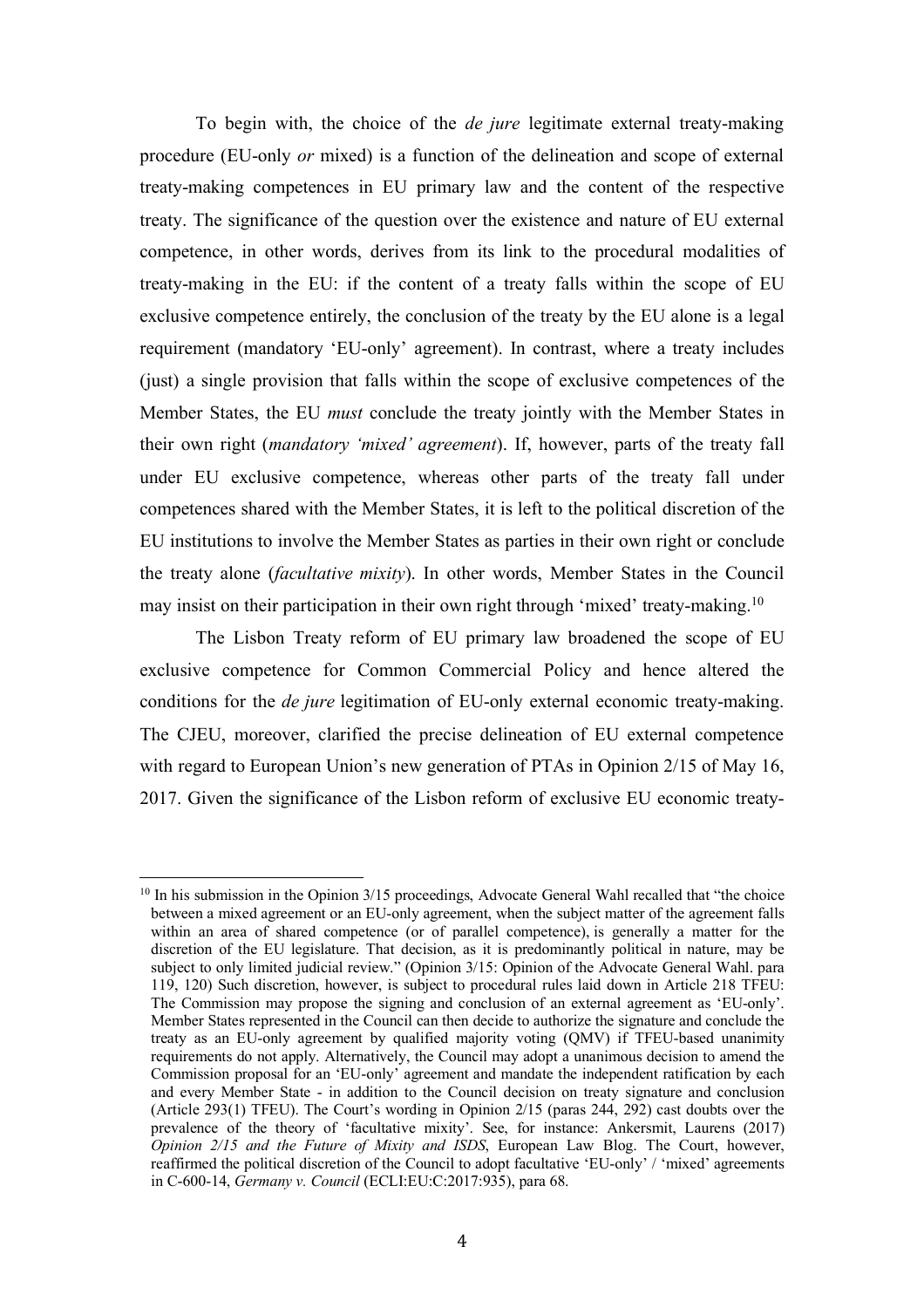To begin with, the choice of the *de jure* legitimate external treaty-making procedure (EU-only *or* mixed) is a function of the delineation and scope of external treaty-making competences in EU primary law and the content of the respective treaty. The significance of the question over the existence and nature of EU external competence, in other words, derives from its link to the procedural modalities of treaty-making in the EU: if the content of a treaty falls within the scope of EU exclusive competence entirely, the conclusion of the treaty by the EU alone is a legal requirement (mandatory 'EU-only' agreement). In contrast, where a treaty includes (just) a single provision that falls within the scope of exclusive competences of the Member States, the EU *must* conclude the treaty jointly with the Member States in their own right (*mandatory 'mixed' agreement*). If, however, parts of the treaty fall under EU exclusive competence, whereas other parts of the treaty fall under competences shared with the Member States, it is left to the political discretion of the EU institutions to involve the Member States as parties in their own right or conclude the treaty alone (*facultative mixity*). In other words, Member States in the Council may insist on their participation in their own right through 'mixed' treaty-making.[10]

The Lisbon Treaty reform of EU primary law broadened the scope of EU exclusive competence for Common Commercial Policy and hence altered the conditions for the *de jure* legitimation of EU-only external economic treaty-making. The CJEU, moreover, clarified the precise delineation of EU external competence with regard to European Union's new generation of PTAs in Opinion 2/15 of May 16, 2017. Given the significance of the Lisbon reform of exclusive EU economic treaty-

---

[10] In his submission in the Opinion 3/15 proceedings, Advocate General Wahl recalled that "the choice between a mixed agreement or an EU-only agreement, when the subject matter of the agreement falls within an area of shared competence (or of parallel competence), is generally a matter for the discretion of the EU legislature. That decision, as it is predominantly political in nature, may be subject to only limited judicial review." (Opinion 3/15: Opinion of the Advocate General Wahl. para 119, 120) Such discretion, however, is subject to procedural rules laid down in Article 218 TFEU: The Commission may propose the signing and conclusion of an external agreement as 'EU-only'. Member States represented in the Council can then decide to authorize the signature and conclude the treaty as an EU-only agreement by qualified majority voting (QMV) if TFEU-based unanimity requirements do not apply. Alternatively, the Council may adopt a unanimous decision to amend the Commission proposal for an 'EU-only' agreement and mandate the independent ratification by each and every Member State - in addition to the Council decision on treaty signature and conclusion (Article 293(1) TFEU). The Court's wording in Opinion 2/15 (paras 244, 292) cast doubts over the prevalence of the theory of 'facultative mixity'. See, for instance: Ankersmit, Laurens (2017) *Opinion 2/15 and the Future of Mixity and ISDS*, European Law Blog. The Court, however, reaffirmed the political discretion of the Council to adopt facultative 'EU-only' / 'mixed' agreements in C-600-14, *Germany v. Council* (ECLI:EU:C:2017:935), para 68.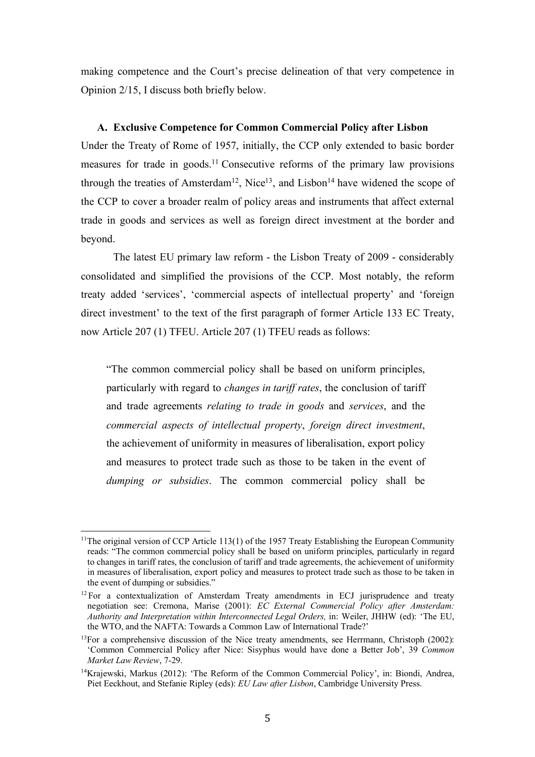making competence and the Court's precise delineation of that very competence in Opinion 2/15, I discuss both briefly below.

### A. Exclusive Competence for Common Commercial Policy after Lisbon

Under the Treaty of Rome of 1957, initially, the CCP only extended to basic border measures for trade in goods.[11] Consecutive reforms of the primary law provisions through the treaties of Amsterdam[12], Nice[13], and Lisbon[14] have widened the scope of the CCP to cover a broader realm of policy areas and instruments that affect external trade in goods and services as well as foreign direct investment at the border and beyond.

The latest EU primary law reform - the Lisbon Treaty of 2009 - considerably consolidated and simplified the provisions of the CCP. Most notably, the reform treaty added 'services', 'commercial aspects of intellectual property' and 'foreign direct investment' to the text of the first paragraph of former Article 133 EC Treaty, now Article 207 (1) TFEU. Article 207 (1) TFEU reads as follows:

> "The common commercial policy shall be based on uniform principles, particularly with regard to *changes in tariff rates*, the conclusion of tariff and trade agreements *relating to trade in goods* and *services*, and the *commercial aspects of intellectual property*, *foreign direct investment*, the achievement of uniformity in measures of liberalisation, export policy and measures to protect trade such as those to be taken in the event of *dumping or subsidies*. The common commercial policy shall be

---

[11] The original version of CCP Article 113(1) of the 1957 Treaty Establishing the European Community reads: "The common commercial policy shall be based on uniform principles, particularly in regard to changes in tariff rates, the conclusion of tariff and trade agreements, the achievement of uniformity in measures of liberalisation, export policy and measures to protect trade such as those to be taken in the event of dumping or subsidies."

[12] For a contextualization of Amsterdam Treaty amendments in ECJ jurisprudence and treaty negotiation see: Cremona, Marise (2001): *EC External Commercial Policy after Amsterdam: Authority and Interpretation within Interconnected Legal Orders,* in: Weiler, JHHW (ed): 'The EU, the WTO, and the NAFTA: Towards a Common Law of International Trade?'

[13] For a comprehensive discussion of the Nice treaty amendments, see Herrmann, Christoph (2002): 'Common Commercial Policy after Nice: Sisyphus would have done a Better Job', 39 *Common Market Law Review*, 7-29.

[14] Krajewski, Markus (2012): 'The Reform of the Common Commercial Policy', in: Biondi, Andrea, Piet Eeckhout, and Stefanie Ripley (eds): *EU Law after Lisbon*, Cambridge University Press.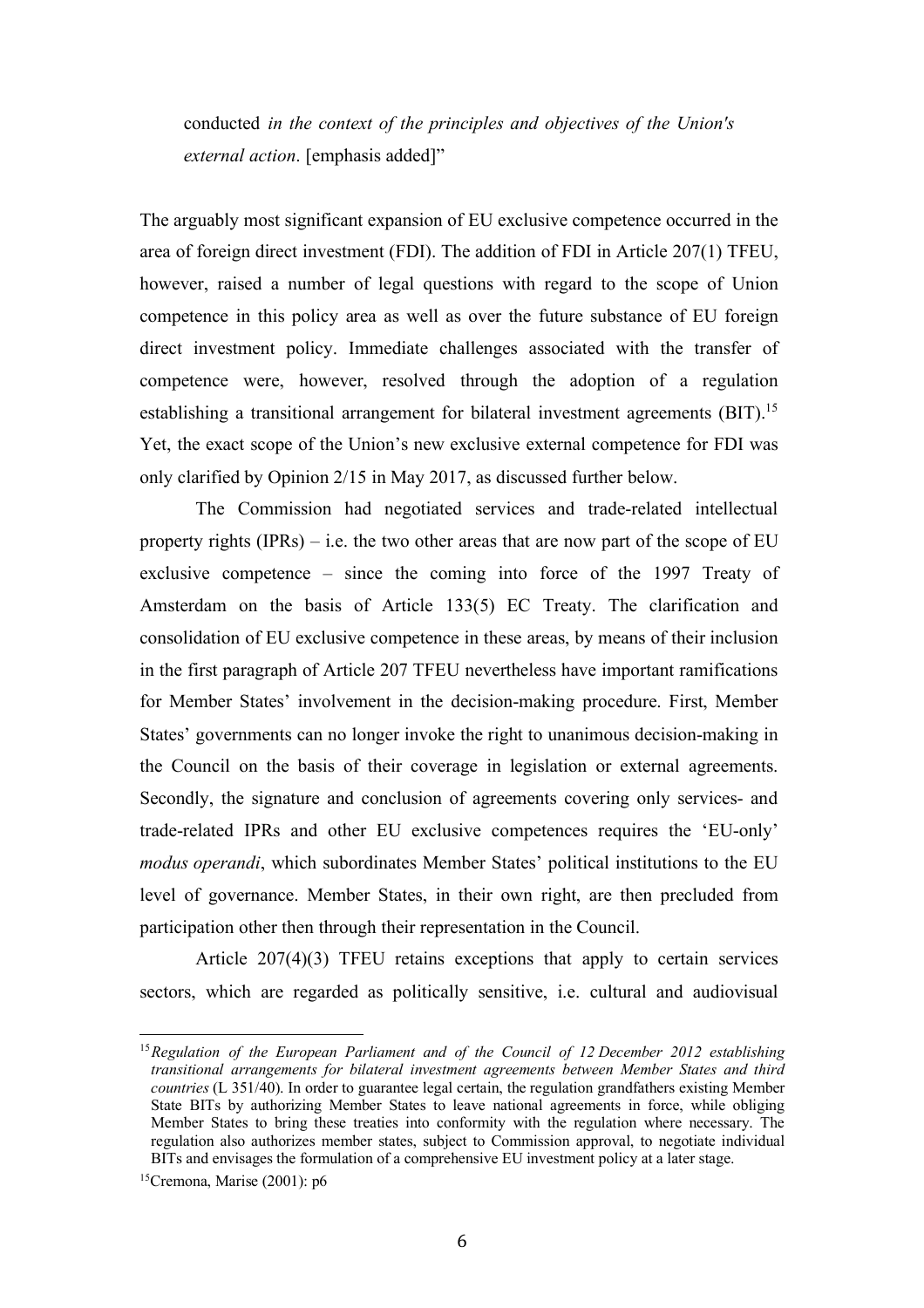conducted *in the context of the principles and objectives of the Union's external action*. [emphasis added]"

The arguably most significant expansion of EU exclusive competence occurred in the area of foreign direct investment (FDI). The addition of FDI in Article 207(1) TFEU, however, raised a number of legal questions with regard to the scope of Union competence in this policy area as well as over the future substance of EU foreign direct investment policy. Immediate challenges associated with the transfer of competence were, however, resolved through the adoption of a regulation establishing a transitional arrangement for bilateral investment agreements (BIT).[15] Yet, the exact scope of the Union's new exclusive external competence for FDI was only clarified by Opinion 2/15 in May 2017, as discussed further below.

The Commission had negotiated services and trade-related intellectual property rights (IPRs) – i.e. the two other areas that are now part of the scope of EU exclusive competence – since the coming into force of the 1997 Treaty of Amsterdam on the basis of Article 133(5) EC Treaty. The clarification and consolidation of EU exclusive competence in these areas, by means of their inclusion in the first paragraph of Article 207 TFEU nevertheless have important ramifications for Member States' involvement in the decision-making procedure. First, Member States' governments can no longer invoke the right to unanimous decision-making in the Council on the basis of their coverage in legislation or external agreements. Secondly, the signature and conclusion of agreements covering only services- and trade-related IPRs and other EU exclusive competences requires the 'EU-only' *modus operandi*, which subordinates Member States' political institutions to the EU level of governance. Member States, in their own right, are then precluded from participation other then through their representation in the Council.

Article 207(4)(3) TFEU retains exceptions that apply to certain services sectors, which are regarded as politically sensitive, i.e. cultural and audiovisual

---

[15] *Regulation of the European Parliament and of the Council of 12 December 2012 establishing transitional arrangements for bilateral investment agreements between Member States and third countries* (L 351/40). In order to guarantee legal certain, the regulation grandfathers existing Member State BITs by authorizing Member States to leave national agreements in force, while obliging Member States to bring these treaties into conformity with the regulation where necessary. The regulation also authorizes member states, subject to Commission approval, to negotiate individual BITs and envisages the formulation of a comprehensive EU investment policy at a later stage.

[15] Cremona, Marise (2001): p6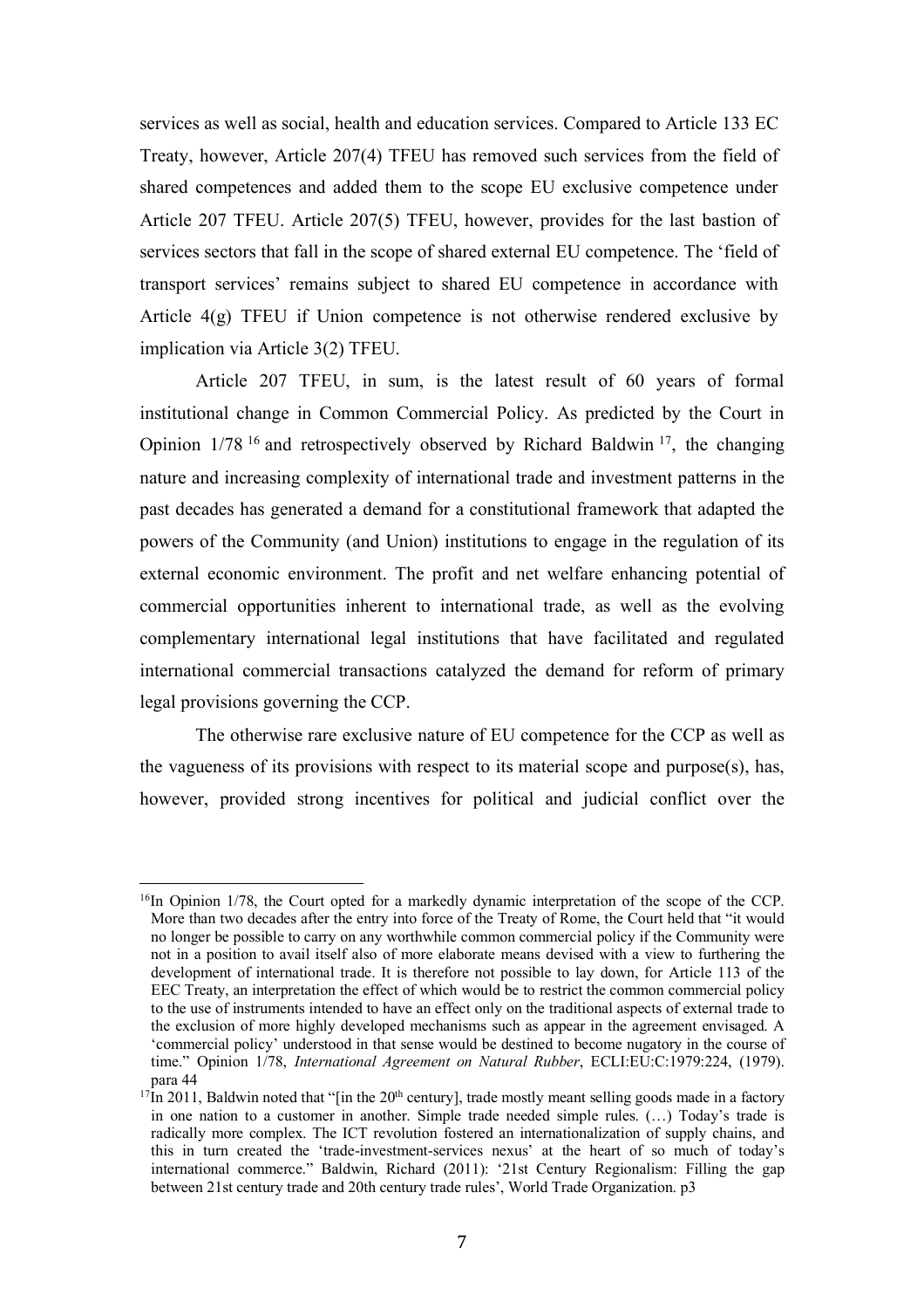services as well as social, health and education services. Compared to Article 133 EC Treaty, however, Article 207(4) TFEU has removed such services from the field of shared competences and added them to the scope EU exclusive competence under Article 207 TFEU. Article 207(5) TFEU, however, provides for the last bastion of services sectors that fall in the scope of shared external EU competence. The 'field of transport services' remains subject to shared EU competence in accordance with Article 4(g) TFEU if Union competence is not otherwise rendered exclusive by implication via Article 3(2) TFEU.

Article 207 TFEU, in sum, is the latest result of 60 years of formal institutional change in Common Commercial Policy. As predicted by the Court in Opinion 1/78 [16] and retrospectively observed by Richard Baldwin [17], the changing nature and increasing complexity of international trade and investment patterns in the past decades has generated a demand for a constitutional framework that adapted the powers of the Community (and Union) institutions to engage in the regulation of its external economic environment. The profit and net welfare enhancing potential of commercial opportunities inherent to international trade, as well as the evolving complementary international legal institutions that have facilitated and regulated international commercial transactions catalyzed the demand for reform of primary legal provisions governing the CCP.

The otherwise rare exclusive nature of EU competence for the CCP as well as the vagueness of its provisions with respect to its material scope and purpose(s), has, however, provided strong incentives for political and judicial conflict over the

[16] In Opinion 1/78, the Court opted for a markedly dynamic interpretation of the scope of the CCP. More than two decades after the entry into force of the Treaty of Rome, the Court held that "it would no longer be possible to carry on any worthwhile common commercial policy if the Community were not in a position to avail itself also of more elaborate means devised with a view to furthering the development of international trade. It is therefore not possible to lay down, for Article 113 of the EEC Treaty, an interpretation the effect of which would be to restrict the common commercial policy to the use of instruments intended to have an effect only on the traditional aspects of external trade to the exclusion of more highly developed mechanisms such as appear in the agreement envisaged. A 'commercial policy' understood in that sense would be destined to become nugatory in the course of time." Opinion 1/78, *International Agreement on Natural Rubber*, ECLI:EU:C:1979:224, (1979). para 44

[17] In 2011, Baldwin noted that "[in the 20th century], trade mostly meant selling goods made in a factory in one nation to a customer in another. Simple trade needed simple rules. (…) Today's trade is radically more complex. The ICT revolution fostered an internationalization of supply chains, and this in turn created the 'trade-investment-services nexus' at the heart of so much of today's international commerce." Baldwin, Richard (2011): '21st Century Regionalism: Filling the gap between 21st century trade and 20th century trade rules', World Trade Organization. p3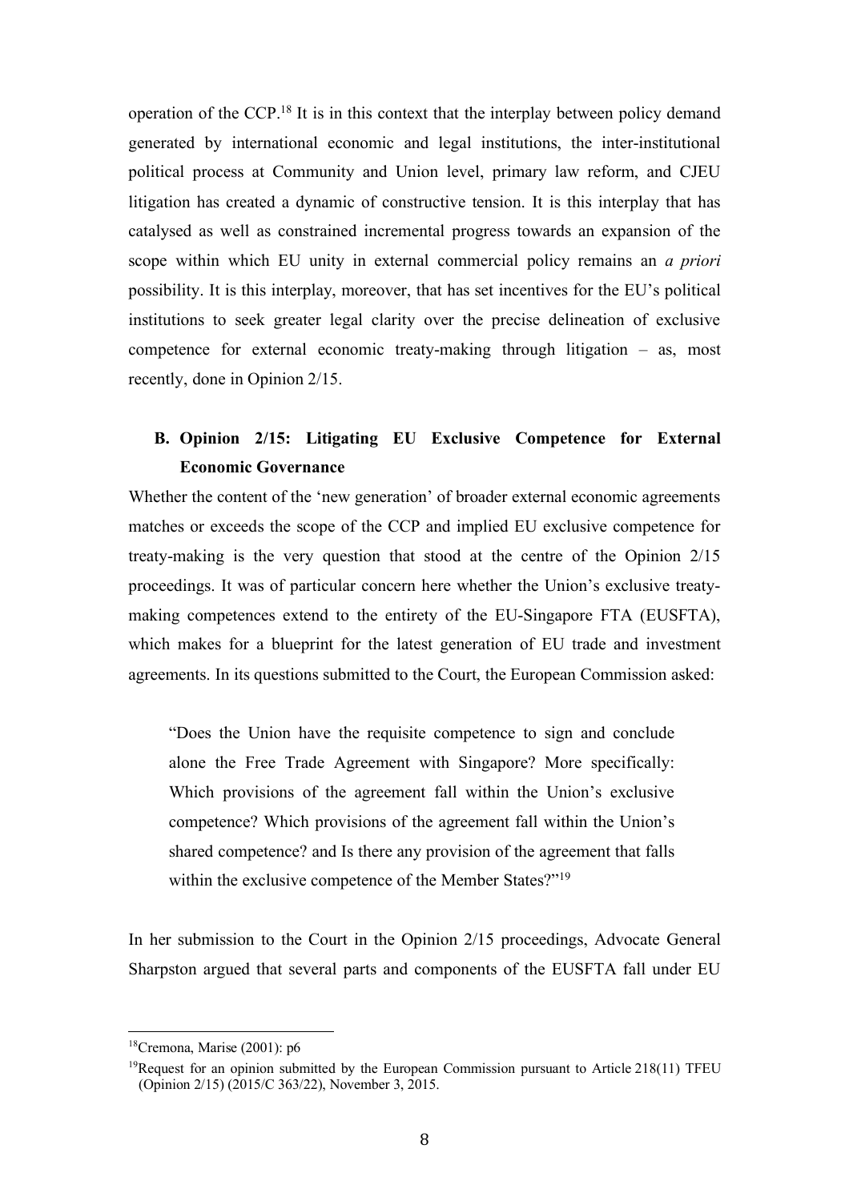operation of the CCP.[18] It is in this context that the interplay between policy demand generated by international economic and legal institutions, the inter-institutional political process at Community and Union level, primary law reform, and CJEU litigation has created a dynamic of constructive tension. It is this interplay that has catalysed as well as constrained incremental progress towards an expansion of the scope within which EU unity in external commercial policy remains an *a priori* possibility. It is this interplay, moreover, that has set incentives for the EU's political institutions to seek greater legal clarity over the precise delineation of exclusive competence for external economic treaty-making through litigation – as, most recently, done in Opinion 2/15.

## B. Opinion 2/15: Litigating EU Exclusive Competence for External Economic Governance

Whether the content of the 'new generation' of broader external economic agreements matches or exceeds the scope of the CCP and implied EU exclusive competence for treaty-making is the very question that stood at the centre of the Opinion 2/15 proceedings. It was of particular concern here whether the Union's exclusive treaty-making competences extend to the entirety of the EU-Singapore FTA (EUSFTA), which makes for a blueprint for the latest generation of EU trade and investment agreements. In its questions submitted to the Court, the European Commission asked:

> "Does the Union have the requisite competence to sign and conclude alone the Free Trade Agreement with Singapore? More specifically: Which provisions of the agreement fall within the Union's exclusive competence? Which provisions of the agreement fall within the Union's shared competence? and Is there any provision of the agreement that falls within the exclusive competence of the Member States?"[19]

In her submission to the Court in the Opinion 2/15 proceedings, Advocate General Sharpston argued that several parts and components of the EUSFTA fall under EU

---

[18] Cremona, Marise (2001): p6

[19] Request for an opinion submitted by the European Commission pursuant to Article 218(11) TFEU (Opinion 2/15) (2015/C 363/22), November 3, 2015.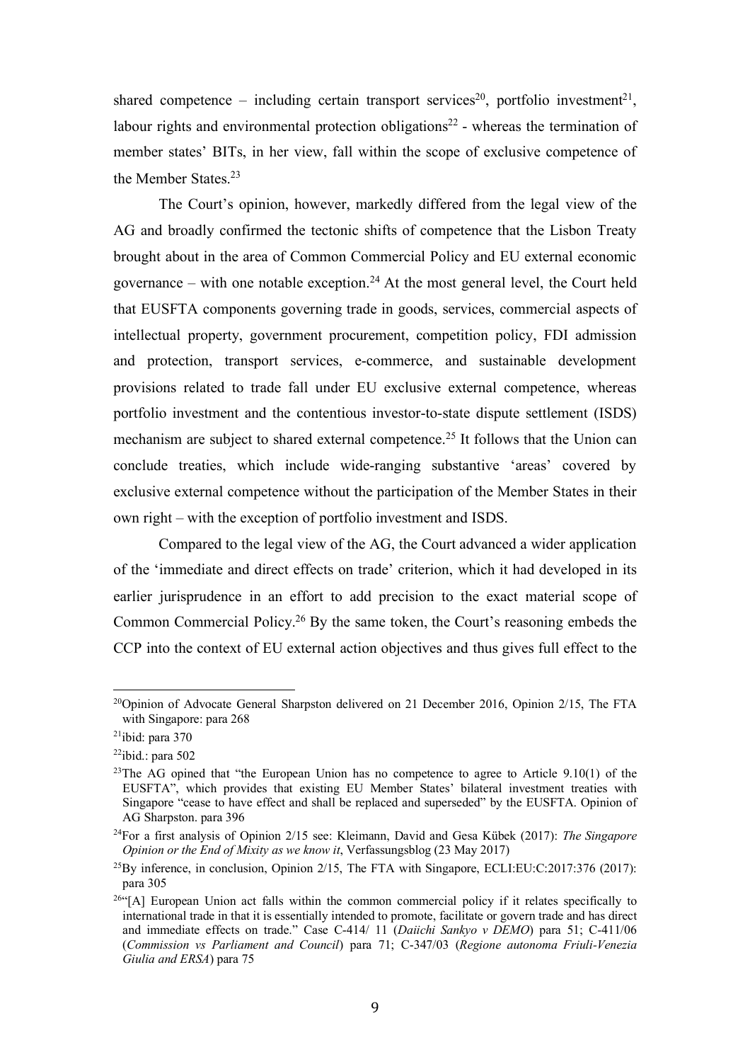shared competence – including certain transport services[20], portfolio investment[21], labour rights and environmental protection obligations[22] - whereas the termination of member states' BITs, in her view, fall within the scope of exclusive competence of the Member States.[23]

The Court's opinion, however, markedly differed from the legal view of the AG and broadly confirmed the tectonic shifts of competence that the Lisbon Treaty brought about in the area of Common Commercial Policy and EU external economic governance – with one notable exception.[24] At the most general level, the Court held that EUSFTA components governing trade in goods, services, commercial aspects of intellectual property, government procurement, competition policy, FDI admission and protection, transport services, e-commerce, and sustainable development provisions related to trade fall under EU exclusive external competence, whereas portfolio investment and the contentious investor-to-state dispute settlement (ISDS) mechanism are subject to shared external competence.[25] It follows that the Union can conclude treaties, which include wide-ranging substantive 'areas' covered by exclusive external competence without the participation of the Member States in their own right – with the exception of portfolio investment and ISDS.

Compared to the legal view of the AG, the Court advanced a wider application of the 'immediate and direct effects on trade' criterion, which it had developed in its earlier jurisprudence in an effort to add precision to the exact material scope of Common Commercial Policy.[26] By the same token, the Court's reasoning embeds the CCP into the context of EU external action objectives and thus gives full effect to the

---

[20] Opinion of Advocate General Sharpston delivered on 21 December 2016, Opinion 2/15, The FTA with Singapore: para 268

[21] ibid: para 370

[22] ibid.: para 502

[23] The AG opined that "the European Union has no competence to agree to Article 9.10(1) of the EUSFTA", which provides that existing EU Member States' bilateral investment treaties with Singapore "cease to have effect and shall be replaced and superseded" by the EUSFTA. Opinion of AG Sharpston. para 396

[24] For a first analysis of Opinion 2/15 see: Kleimann, David and Gesa Kübek (2017): *The Singapore Opinion or the End of Mixity as we know it*, Verfassungsblog (23 May 2017)

[25] By inference, in conclusion, Opinion 2/15, The FTA with Singapore, ECLI:EU:C:2017:376 (2017): para 305

[26] "[A] European Union act falls within the common commercial policy if it relates specifically to international trade in that it is essentially intended to promote, facilitate or govern trade and has direct and immediate effects on trade." Case C-414/ 11 (*Daiichi Sankyo v DEMO*) para 51; C-411/06 (*Commission vs Parliament and Council*) para 71; C-347/03 (*Regione autonoma Friuli-Venezia Giulia and ERSA*) para 75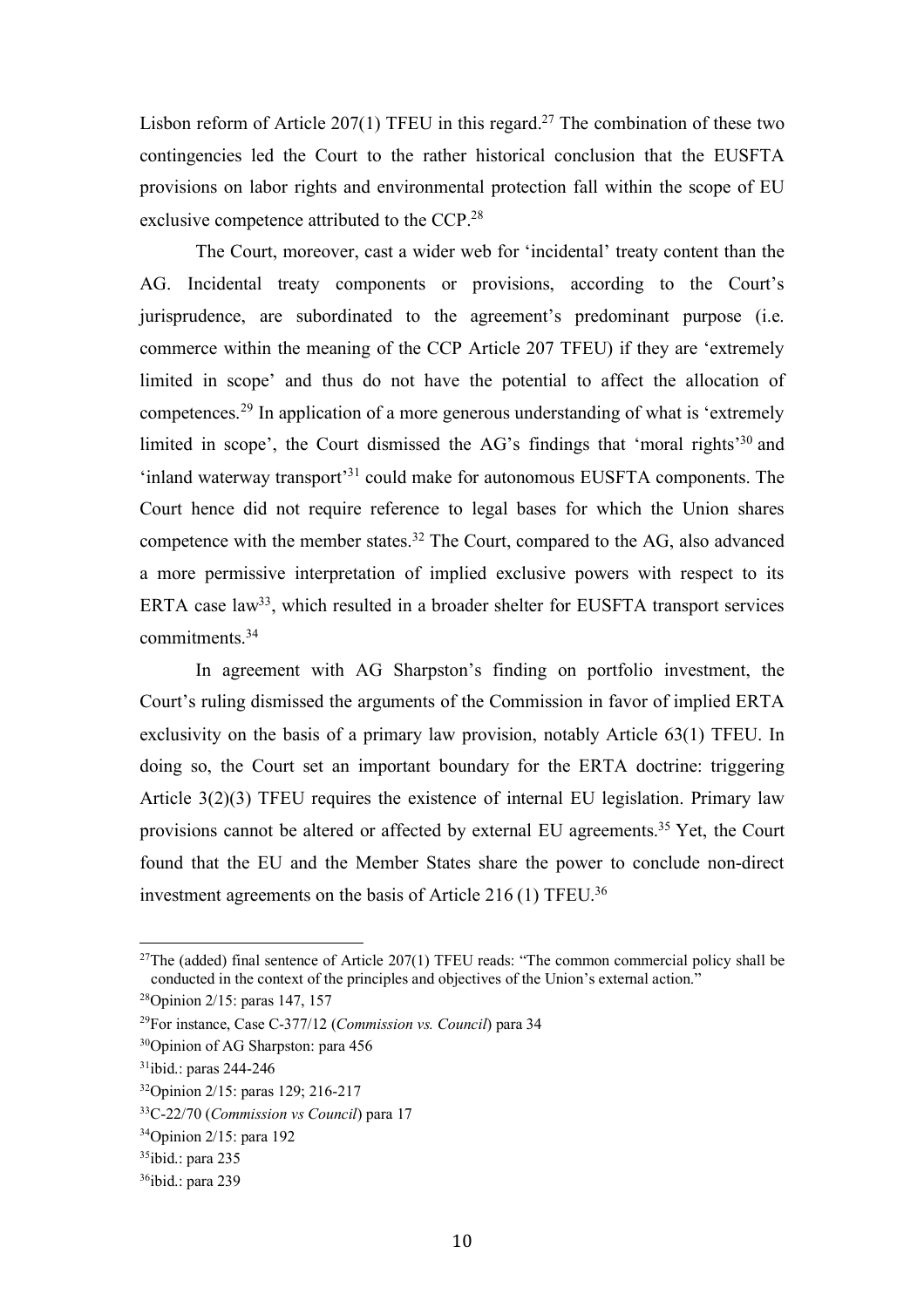Lisbon reform of Article 207(1) TFEU in this regard.[27] The combination of these two contingencies led the Court to the rather historical conclusion that the EUSFTA provisions on labor rights and environmental protection fall within the scope of EU exclusive competence attributed to the CCP.[28]

The Court, moreover, cast a wider web for 'incidental' treaty content than the AG. Incidental treaty components or provisions, according to the Court's jurisprudence, are subordinated to the agreement's predominant purpose (i.e. commerce within the meaning of the CCP Article 207 TFEU) if they are 'extremely limited in scope' and thus do not have the potential to affect the allocation of competences.[29] In application of a more generous understanding of what is 'extremely limited in scope', the Court dismissed the AG's findings that 'moral rights'[30] and 'inland waterway transport'[31] could make for autonomous EUSFTA components. The Court hence did not require reference to legal bases for which the Union shares competence with the member states.[32] The Court, compared to the AG, also advanced a more permissive interpretation of implied exclusive powers with respect to its ERTA case law[33], which resulted in a broader shelter for EUSFTA transport services commitments.[34]

In agreement with AG Sharpston's finding on portfolio investment, the Court's ruling dismissed the arguments of the Commission in favor of implied ERTA exclusivity on the basis of a primary law provision, notably Article 63(1) TFEU. In doing so, the Court set an important boundary for the ERTA doctrine: triggering Article 3(2)(3) TFEU requires the existence of internal EU legislation. Primary law provisions cannot be altered or affected by external EU agreements.[35] Yet, the Court found that the EU and the Member States share the power to conclude non-direct investment agreements on the basis of Article 216 (1) TFEU.[36]

---

[27] The (added) final sentence of Article 207(1) TFEU reads: "The common commercial policy shall be conducted in the context of the principles and objectives of the Union's external action."

[28] Opinion 2/15: paras 147, 157

[29] For instance, Case C-377/12 (*Commission vs. Council*) para 34

[30] Opinion of AG Sharpston: para 456

[31] ibid.: paras 244-246

[32] Opinion 2/15: paras 129; 216-217

[33] C-22/70 (*Commission vs Council*) para 17

[34] Opinion 2/15: para 192

[35] ibid.: para 235

[36] ibid.: para 239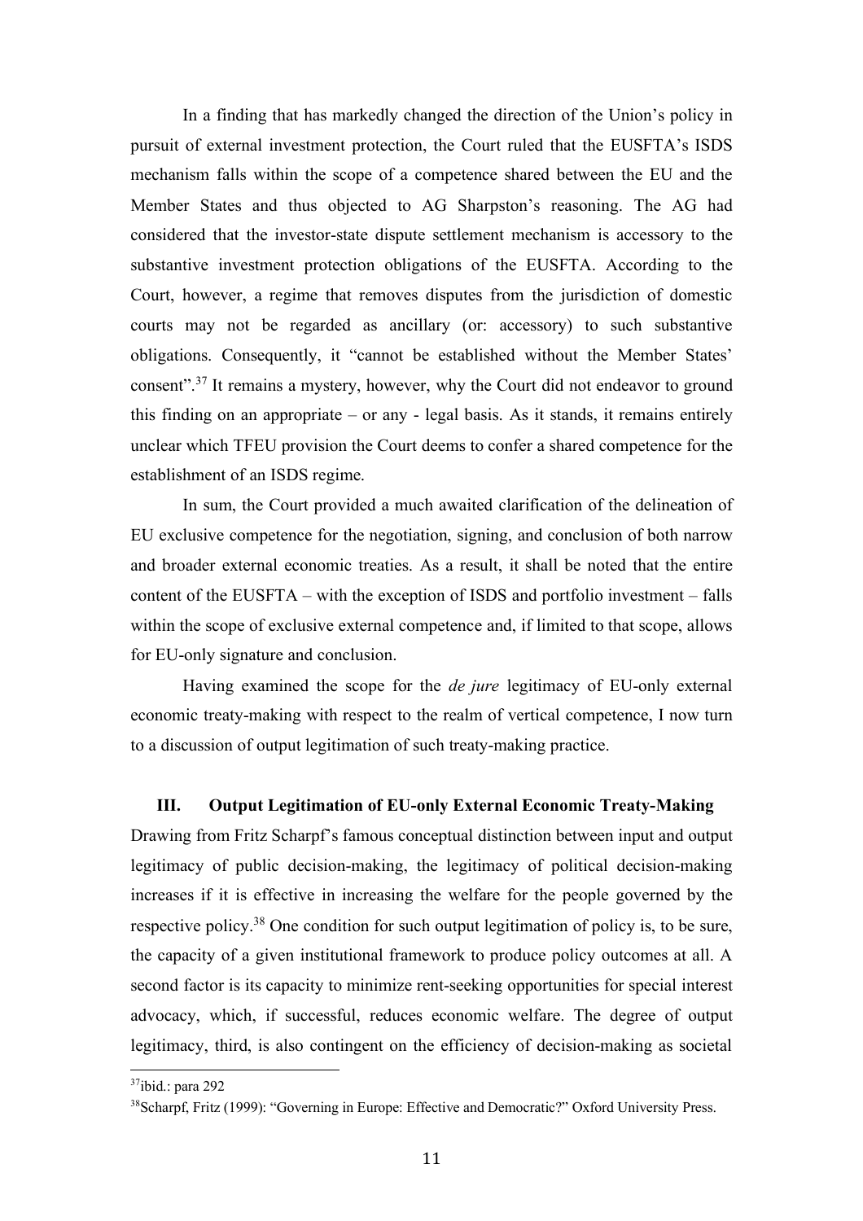In a finding that has markedly changed the direction of the Union's policy in pursuit of external investment protection, the Court ruled that the EUSFTA's ISDS mechanism falls within the scope of a competence shared between the EU and the Member States and thus objected to AG Sharpston's reasoning. The AG had considered that the investor-state dispute settlement mechanism is accessory to the substantive investment protection obligations of the EUSFTA. According to the Court, however, a regime that removes disputes from the jurisdiction of domestic courts may not be regarded as ancillary (or: accessory) to such substantive obligations. Consequently, it "cannot be established without the Member States' consent".[37] It remains a mystery, however, why the Court did not endeavor to ground this finding on an appropriate – or any - legal basis. As it stands, it remains entirely unclear which TFEU provision the Court deems to confer a shared competence for the establishment of an ISDS regime.

In sum, the Court provided a much awaited clarification of the delineation of EU exclusive competence for the negotiation, signing, and conclusion of both narrow and broader external economic treaties. As a result, it shall be noted that the entire content of the EUSFTA – with the exception of ISDS and portfolio investment – falls within the scope of exclusive external competence and, if limited to that scope, allows for EU-only signature and conclusion.

Having examined the scope for the *de jure* legitimacy of EU-only external economic treaty-making with respect to the realm of vertical competence, I now turn to a discussion of output legitimation of such treaty-making practice.

## III. Output Legitimation of EU-only External Economic Treaty-Making

Drawing from Fritz Scharpf's famous conceptual distinction between input and output legitimacy of public decision-making, the legitimacy of political decision-making increases if it is effective in increasing the welfare for the people governed by the respective policy.[38] One condition for such output legitimation of policy is, to be sure, the capacity of a given institutional framework to produce policy outcomes at all. A second factor is its capacity to minimize rent-seeking opportunities for special interest advocacy, which, if successful, reduces economic welfare. The degree of output legitimacy, third, is also contingent on the efficiency of decision-making as societal

[37] ibid.: para 292

[38] Scharpf, Fritz (1999): "Governing in Europe: Effective and Democratic?" Oxford University Press.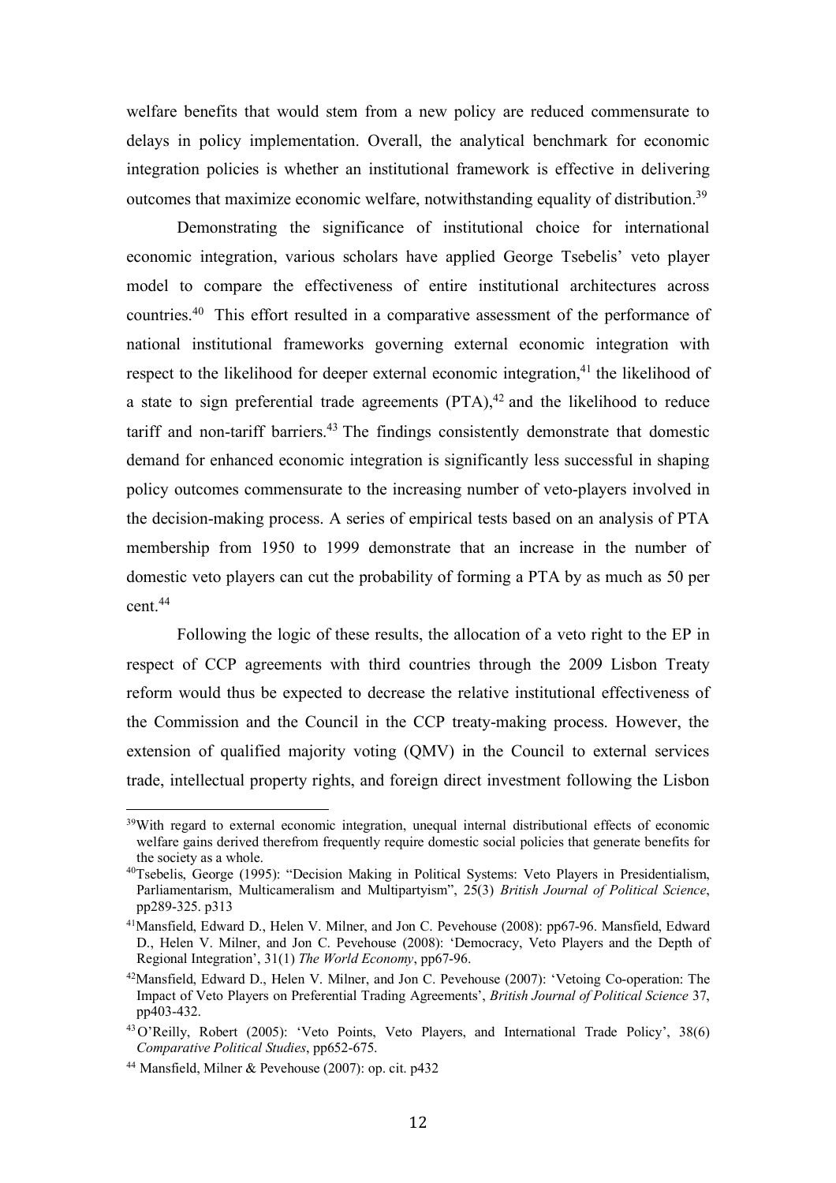welfare benefits that would stem from a new policy are reduced commensurate to delays in policy implementation. Overall, the analytical benchmark for economic integration policies is whether an institutional framework is effective in delivering outcomes that maximize economic welfare, notwithstanding equality of distribution.[39]

Demonstrating the significance of institutional choice for international economic integration, various scholars have applied George Tsebelis' veto player model to compare the effectiveness of entire institutional architectures across countries.[40] This effort resulted in a comparative assessment of the performance of national institutional frameworks governing external economic integration with respect to the likelihood for deeper external economic integration,[41] the likelihood of a state to sign preferential trade agreements (PTA),[42] and the likelihood to reduce tariff and non-tariff barriers.[43] The findings consistently demonstrate that domestic demand for enhanced economic integration is significantly less successful in shaping policy outcomes commensurate to the increasing number of veto-players involved in the decision-making process. A series of empirical tests based on an analysis of PTA membership from 1950 to 1999 demonstrate that an increase in the number of domestic veto players can cut the probability of forming a PTA by as much as 50 per cent.[44]

Following the logic of these results, the allocation of a veto right to the EP in respect of CCP agreements with third countries through the 2009 Lisbon Treaty reform would thus be expected to decrease the relative institutional effectiveness of the Commission and the Council in the CCP treaty-making process. However, the extension of qualified majority voting (QMV) in the Council to external services trade, intellectual property rights, and foreign direct investment following the Lisbon

---

[39] With regard to external economic integration, unequal internal distributional effects of economic welfare gains derived therefrom frequently require domestic social policies that generate benefits for the society as a whole.

[40] Tsebelis, George (1995): "Decision Making in Political Systems: Veto Players in Presidentialism, Parliamentarism, Multicameralism and Multipartyism", 25(3) *British Journal of Political Science*, pp289-325. p313

[41] Mansfield, Edward D., Helen V. Milner, and Jon C. Pevehouse (2008): pp67-96. Mansfield, Edward D., Helen V. Milner, and Jon C. Pevehouse (2008): 'Democracy, Veto Players and the Depth of Regional Integration', 31(1) *The World Economy*, pp67-96.

[42] Mansfield, Edward D., Helen V. Milner, and Jon C. Pevehouse (2007): 'Vetoing Co-operation: The Impact of Veto Players on Preferential Trading Agreements', *British Journal of Political Science* 37, pp403-432.

[43] O'Reilly, Robert (2005): 'Veto Points, Veto Players, and International Trade Policy', 38(6) *Comparative Political Studies*, pp652-675.

[44] Mansfield, Milner & Pevehouse (2007): op. cit. p432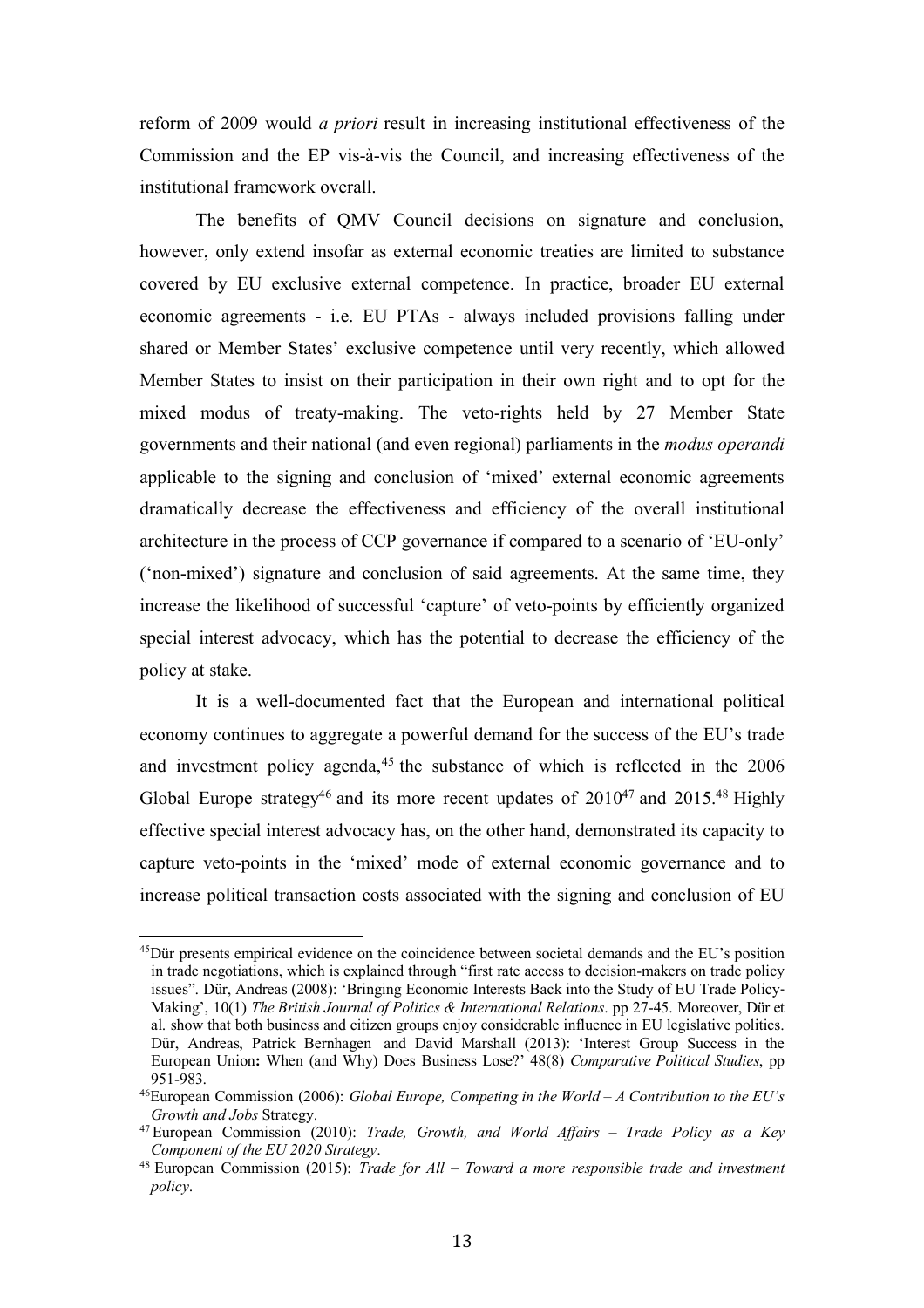reform of 2009 would *a priori* result in increasing institutional effectiveness of the Commission and the EP vis-à-vis the Council, and increasing effectiveness of the institutional framework overall.

The benefits of QMV Council decisions on signature and conclusion, however, only extend insofar as external economic treaties are limited to substance covered by EU exclusive external competence. In practice, broader EU external economic agreements - i.e. EU PTAs - always included provisions falling under shared or Member States' exclusive competence until very recently, which allowed Member States to insist on their participation in their own right and to opt for the mixed modus of treaty-making. The veto-rights held by 27 Member State governments and their national (and even regional) parliaments in the *modus operandi* applicable to the signing and conclusion of 'mixed' external economic agreements dramatically decrease the effectiveness and efficiency of the overall institutional architecture in the process of CCP governance if compared to a scenario of 'EU-only' ('non-mixed') signature and conclusion of said agreements. At the same time, they increase the likelihood of successful 'capture' of veto-points by efficiently organized special interest advocacy, which has the potential to decrease the efficiency of the policy at stake.

It is a well-documented fact that the European and international political economy continues to aggregate a powerful demand for the success of the EU's trade and investment policy agenda,[45] the substance of which is reflected in the 2006 Global Europe strategy[46] and its more recent updates of 2010[47] and 2015.[48] Highly effective special interest advocacy has, on the other hand, demonstrated its capacity to capture veto-points in the 'mixed' mode of external economic governance and to increase political transaction costs associated with the signing and conclusion of EU

---

[45] Dür presents empirical evidence on the coincidence between societal demands and the EU's position in trade negotiations, which is explained through "first rate access to decision-makers on trade policy issues". Dür, Andreas (2008): 'Bringing Economic Interests Back into the Study of EU Trade Policy-Making', 10(1) *The British Journal of Politics & International Relations*. pp 27-45. Moreover, Dür et al. show that both business and citizen groups enjoy considerable influence in EU legislative politics. Dür, Andreas, Patrick Bernhagen and David Marshall (2013): 'Interest Group Success in the European Union**:** When (and Why) Does Business Lose?' 48(8) *Comparative Political Studies*, pp 951-983.

[46] European Commission (2006): *Global Europe, Competing in the World – A Contribution to the EU's Growth and Jobs* Strategy.

[47] European Commission (2010): *Trade, Growth, and World Affairs – Trade Policy as a Key Component of the EU 2020 Strategy*.

[48] European Commission (2015): *Trade for All – Toward a more responsible trade and investment policy*.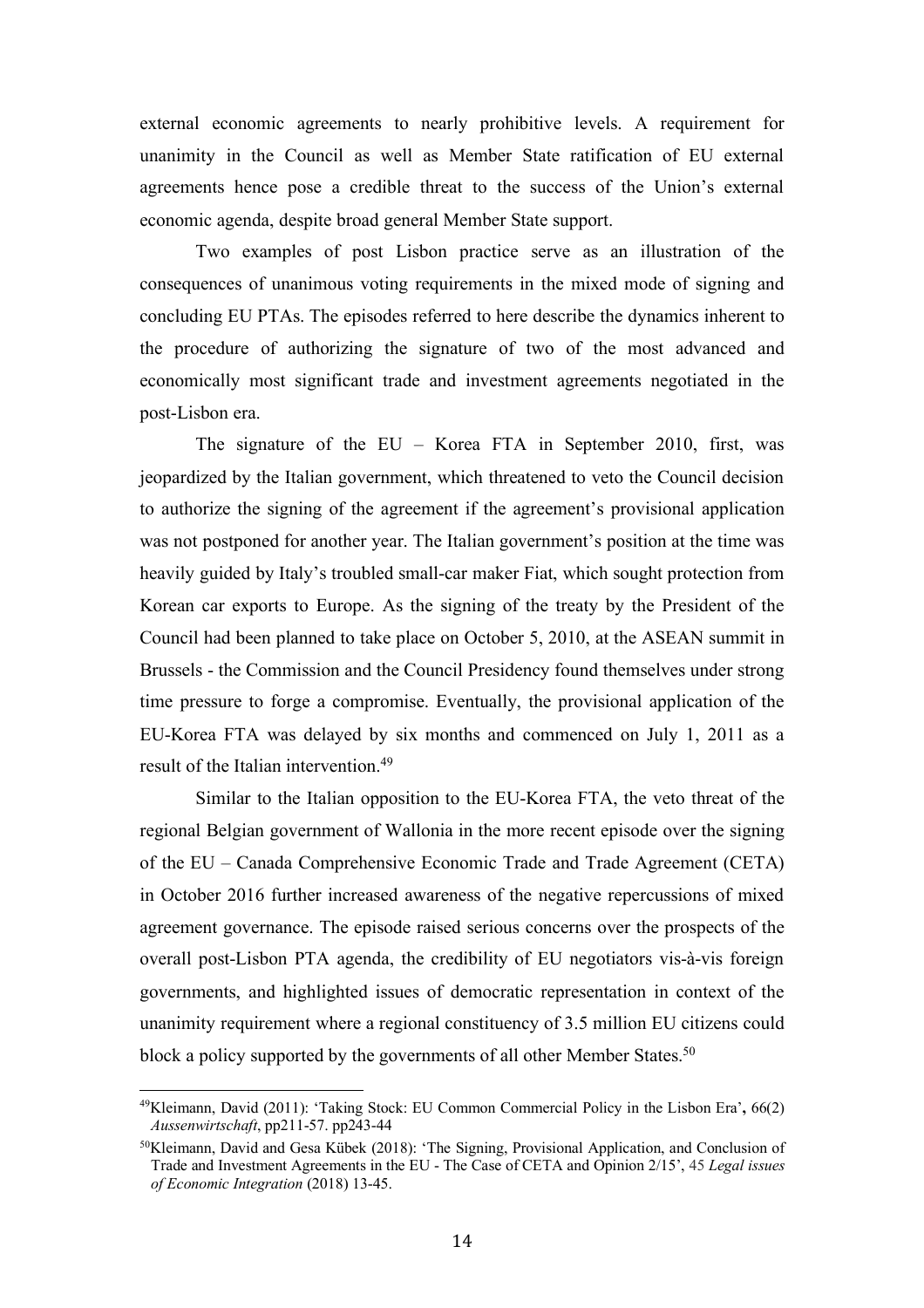external economic agreements to nearly prohibitive levels. A requirement for unanimity in the Council as well as Member State ratification of EU external agreements hence pose a credible threat to the success of the Union's external economic agenda, despite broad general Member State support.

Two examples of post Lisbon practice serve as an illustration of the consequences of unanimous voting requirements in the mixed mode of signing and concluding EU PTAs. The episodes referred to here describe the dynamics inherent to the procedure of authorizing the signature of two of the most advanced and economically most significant trade and investment agreements negotiated in the post-Lisbon era.

The signature of the EU – Korea FTA in September 2010, first, was jeopardized by the Italian government, which threatened to veto the Council decision to authorize the signing of the agreement if the agreement's provisional application was not postponed for another year. The Italian government's position at the time was heavily guided by Italy's troubled small-car maker Fiat, which sought protection from Korean car exports to Europe. As the signing of the treaty by the President of the Council had been planned to take place on October 5, 2010, at the ASEAN summit in Brussels - the Commission and the Council Presidency found themselves under strong time pressure to forge a compromise. Eventually, the provisional application of the EU-Korea FTA was delayed by six months and commenced on July 1, 2011 as a result of the Italian intervention.[49]

Similar to the Italian opposition to the EU-Korea FTA, the veto threat of the regional Belgian government of Wallonia in the more recent episode over the signing of the EU – Canada Comprehensive Economic Trade and Trade Agreement (CETA) in October 2016 further increased awareness of the negative repercussions of mixed agreement governance. The episode raised serious concerns over the prospects of the overall post-Lisbon PTA agenda, the credibility of EU negotiators vis-à-vis foreign governments, and highlighted issues of democratic representation in context of the unanimity requirement where a regional constituency of 3.5 million EU citizens could block a policy supported by the governments of all other Member States.[50]

---

[49] Kleimann, David (2011): 'Taking Stock: EU Common Commercial Policy in the Lisbon Era', 66(2) *Aussenwirtschaft*, pp211-57. pp243-44

[50] Kleimann, David and Gesa Kübek (2018): 'The Signing, Provisional Application, and Conclusion of Trade and Investment Agreements in the EU - The Case of CETA and Opinion 2/15', 45 *Legal issues of Economic Integration* (2018) 13-45.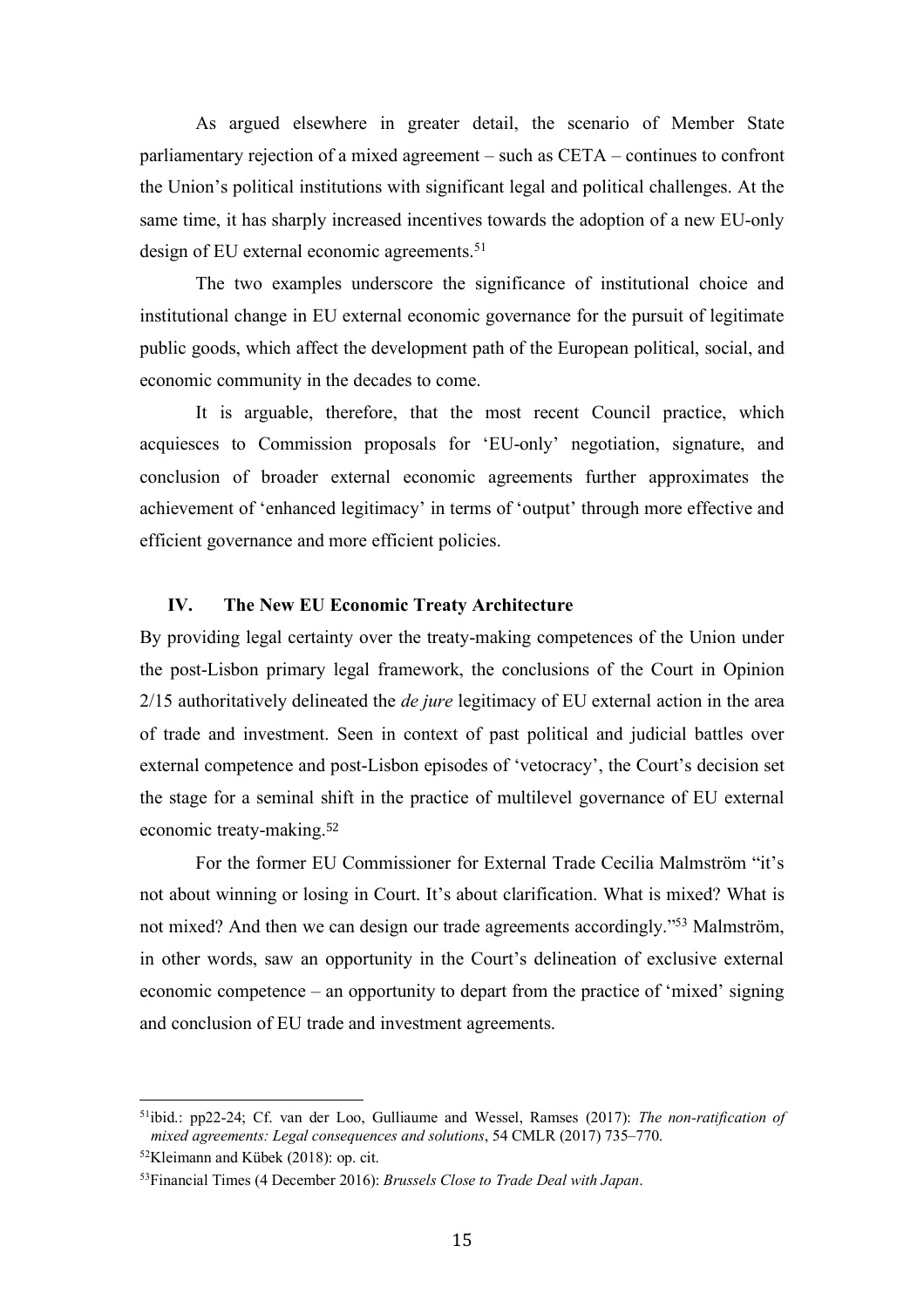As argued elsewhere in greater detail, the scenario of Member State parliamentary rejection of a mixed agreement – such as CETA – continues to confront the Union's political institutions with significant legal and political challenges. At the same time, it has sharply increased incentives towards the adoption of a new EU-only design of EU external economic agreements.[51]

The two examples underscore the significance of institutional choice and institutional change in EU external economic governance for the pursuit of legitimate public goods, which affect the development path of the European political, social, and economic community in the decades to come.

It is arguable, therefore, that the most recent Council practice, which acquiesces to Commission proposals for 'EU-only' negotiation, signature, and conclusion of broader external economic agreements further approximates the achievement of 'enhanced legitimacy' in terms of 'output' through more effective and efficient governance and more efficient policies.

## IV. The New EU Economic Treaty Architecture

By providing legal certainty over the treaty-making competences of the Union under the post-Lisbon primary legal framework, the conclusions of the Court in Opinion 2/15 authoritatively delineated the *de jure* legitimacy of EU external action in the area of trade and investment. Seen in context of past political and judicial battles over external competence and post-Lisbon episodes of 'vetocracy', the Court's decision set the stage for a seminal shift in the practice of multilevel governance of EU external economic treaty-making.[52]

For the former EU Commissioner for External Trade Cecilia Malmström "it's not about winning or losing in Court. It's about clarification. What is mixed? What is not mixed? And then we can design our trade agreements accordingly."[53] Malmström, in other words, saw an opportunity in the Court's delineation of exclusive external economic competence – an opportunity to depart from the practice of 'mixed' signing and conclusion of EU trade and investment agreements.

---

[51] ibid.: pp22-24; Cf. van der Loo, Gulliaume and Wessel, Ramses (2017): *The non-ratification of mixed agreements: Legal consequences and solutions*, 54 CMLR (2017) 735–770.

[52] Kleimann and Kübek (2018): op. cit.

[53] Financial Times (4 December 2016): *Brussels Close to Trade Deal with Japan*.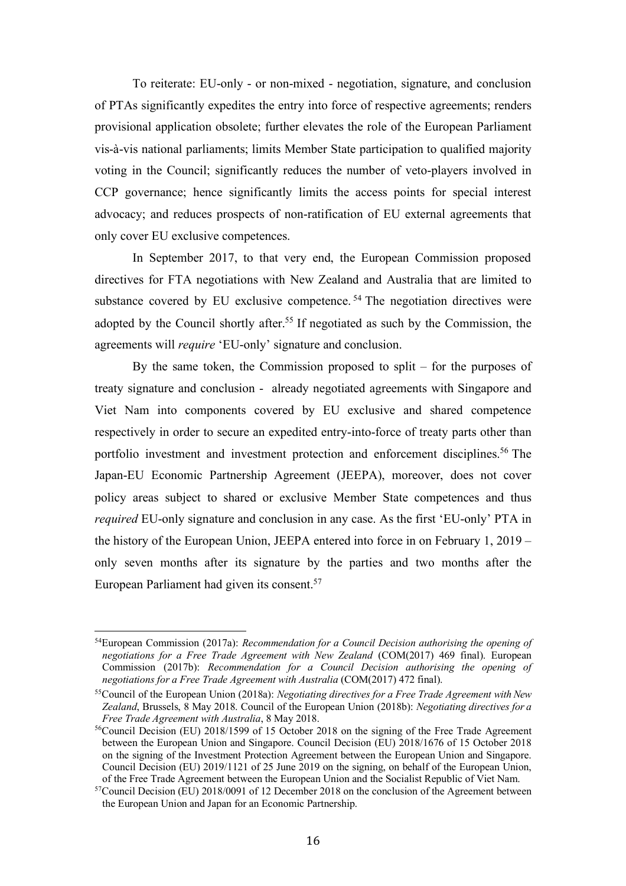To reiterate: EU-only - or non-mixed - negotiation, signature, and conclusion of PTAs significantly expedites the entry into force of respective agreements; renders provisional application obsolete; further elevates the role of the European Parliament vis-à-vis national parliaments; limits Member State participation to qualified majority voting in the Council; significantly reduces the number of veto-players involved in CCP governance; hence significantly limits the access points for special interest advocacy; and reduces prospects of non-ratification of EU external agreements that only cover EU exclusive competences.

In September 2017, to that very end, the European Commission proposed directives for FTA negotiations with New Zealand and Australia that are limited to substance covered by EU exclusive competence.[54] The negotiation directives were adopted by the Council shortly after.[55] If negotiated as such by the Commission, the agreements will *require* 'EU-only' signature and conclusion.

By the same token, the Commission proposed to split – for the purposes of treaty signature and conclusion - already negotiated agreements with Singapore and Viet Nam into components covered by EU exclusive and shared competence respectively in order to secure an expedited entry-into-force of treaty parts other than portfolio investment and investment protection and enforcement disciplines.[56] The Japan-EU Economic Partnership Agreement (JEEPA), moreover, does not cover policy areas subject to shared or exclusive Member State competences and thus *required* EU-only signature and conclusion in any case. As the first 'EU-only' PTA in the history of the European Union, JEEPA entered into force in on February 1, 2019 – only seven months after its signature by the parties and two months after the European Parliament had given its consent.[57]

---

[54]European Commission (2017a): *Recommendation for a Council Decision authorising the opening of negotiations for a Free Trade Agreement with New Zealand* (COM(2017) 469 final). European Commission (2017b): *Recommendation for a Council Decision authorising the opening of negotiations for a Free Trade Agreement with Australia* (COM(2017) 472 final).

[55]Council of the European Union (2018a): *Negotiating directives for a Free Trade Agreement with New Zealand*, Brussels, 8 May 2018. Council of the European Union (2018b): *Negotiating directives for a Free Trade Agreement with Australia*, 8 May 2018.

[56]Council Decision (EU) 2018/1599 of 15 October 2018 on the signing of the Free Trade Agreement between the European Union and Singapore. Council Decision (EU) 2018/1676 of 15 October 2018 on the signing of the Investment Protection Agreement between the European Union and Singapore. Council Decision (EU) 2019/1121 of 25 June 2019 on the signing, on behalf of the European Union, of the Free Trade Agreement between the European Union and the Socialist Republic of Viet Nam.

[57]Council Decision (EU) 2018/0091 of 12 December 2018 on the conclusion of the Agreement between the European Union and Japan for an Economic Partnership.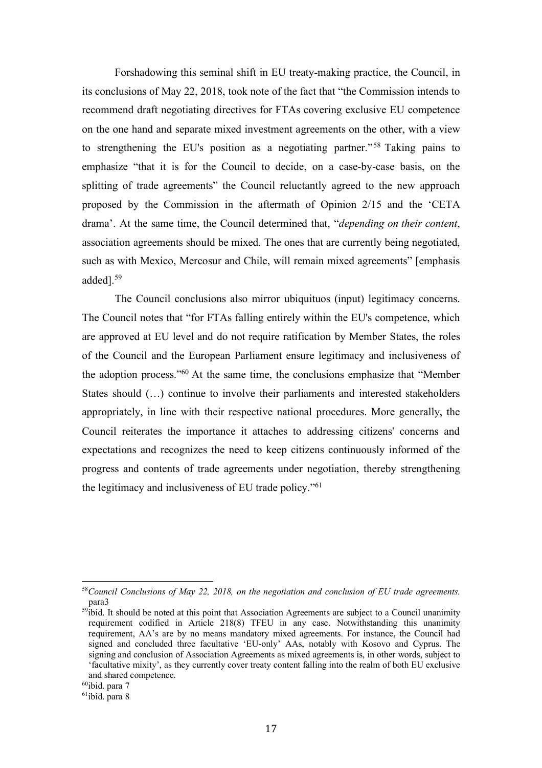Forshadowing this seminal shift in EU treaty-making practice, the Council, in its conclusions of May 22, 2018, took note of the fact that "the Commission intends to recommend draft negotiating directives for FTAs covering exclusive EU competence on the one hand and separate mixed investment agreements on the other, with a view to strengthening the EU's position as a negotiating partner."[58] Taking pains to emphasize "that it is for the Council to decide, on a case-by-case basis, on the splitting of trade agreements" the Council reluctantly agreed to the new approach proposed by the Commission in the aftermath of Opinion 2/15 and the 'CETA drama'. At the same time, the Council determined that, "*depending on their content*, association agreements should be mixed. The ones that are currently being negotiated, such as with Mexico, Mercosur and Chile, will remain mixed agreements" [emphasis added].[59]

The Council conclusions also mirror ubiquituos (input) legitimacy concerns. The Council notes that "for FTAs falling entirely within the EU's competence, which are approved at EU level and do not require ratification by Member States, the roles of the Council and the European Parliament ensure legitimacy and inclusiveness of the adoption process."[60] At the same time, the conclusions emphasize that "Member States should (…) continue to involve their parliaments and interested stakeholders appropriately, in line with their respective national procedures. More generally, the Council reiterates the importance it attaches to addressing citizens' concerns and expectations and recognizes the need to keep citizens continuously informed of the progress and contents of trade agreements under negotiation, thereby strengthening the legitimacy and inclusiveness of EU trade policy."[61]

---

[58] *Council Conclusions of May 22, 2018, on the negotiation and conclusion of EU trade agreements.* para3

[59] ibid. It should be noted at this point that Association Agreements are subject to a Council unanimity requirement codified in Article 218(8) TFEU in any case. Notwithstanding this unanimity requirement, AA's are by no means mandatory mixed agreements. For instance, the Council had signed and concluded three facultative 'EU-only' AAs, notably with Kosovo and Cyprus. The signing and conclusion of Association Agreements as mixed agreements is, in other words, subject to 'facultative mixity', as they currently cover treaty content falling into the realm of both EU exclusive and shared competence.

[60] ibid. para 7

[61] ibid. para 8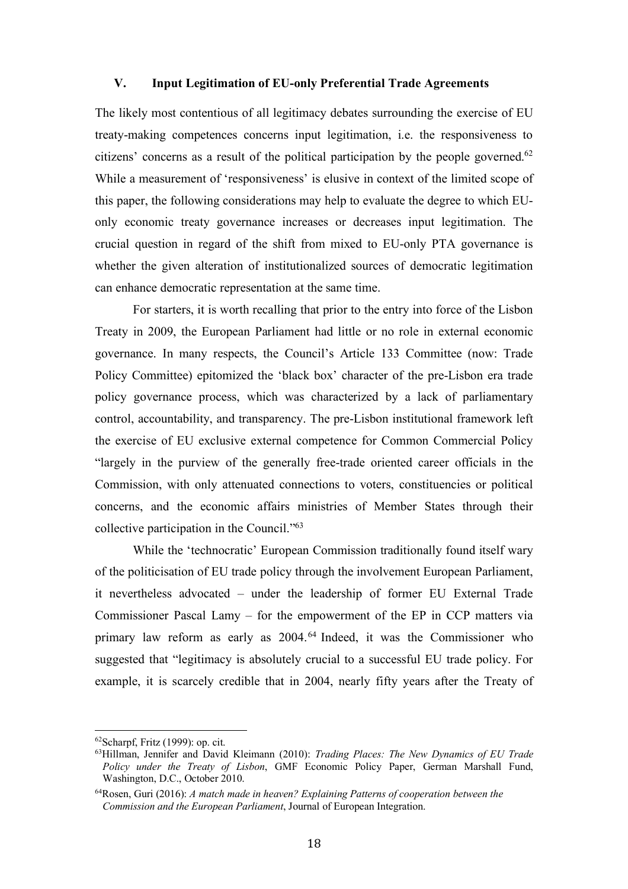## V. Input Legitimation of EU-only Preferential Trade Agreements

The likely most contentious of all legitimacy debates surrounding the exercise of EU treaty-making competences concerns input legitimation, i.e. the responsiveness to citizens' concerns as a result of the political participation by the people governed.[62] While a measurement of 'responsiveness' is elusive in context of the limited scope of this paper, the following considerations may help to evaluate the degree to which EU-only economic treaty governance increases or decreases input legitimation. The crucial question in regard of the shift from mixed to EU-only PTA governance is whether the given alteration of institutionalized sources of democratic legitimation can enhance democratic representation at the same time.

For starters, it is worth recalling that prior to the entry into force of the Lisbon Treaty in 2009, the European Parliament had little or no role in external economic governance. In many respects, the Council's Article 133 Committee (now: Trade Policy Committee) epitomized the 'black box' character of the pre-Lisbon era trade policy governance process, which was characterized by a lack of parliamentary control, accountability, and transparency. The pre-Lisbon institutional framework left the exercise of EU exclusive external competence for Common Commercial Policy "largely in the purview of the generally free-trade oriented career officials in the Commission, with only attenuated connections to voters, constituencies or political concerns, and the economic affairs ministries of Member States through their collective participation in the Council."[63]

While the 'technocratic' European Commission traditionally found itself wary of the politicisation of EU trade policy through the involvement European Parliament, it nevertheless advocated – under the leadership of former EU External Trade Commissioner Pascal Lamy – for the empowerment of the EP in CCP matters via primary law reform as early as 2004.[64] Indeed, it was the Commissioner who suggested that "legitimacy is absolutely crucial to a successful EU trade policy. For example, it is scarcely credible that in 2004, nearly fifty years after the Treaty of

---

[62] Scharpf, Fritz (1999): op. cit.

[63] Hillman, Jennifer and David Kleimann (2010): *Trading Places: The New Dynamics of EU Trade Policy under the Treaty of Lisbon*, GMF Economic Policy Paper, German Marshall Fund, Washington, D.C., October 2010.

[64] Rosen, Guri (2016): *A match made in heaven? Explaining Patterns of cooperation between the Commission and the European Parliament*, Journal of European Integration.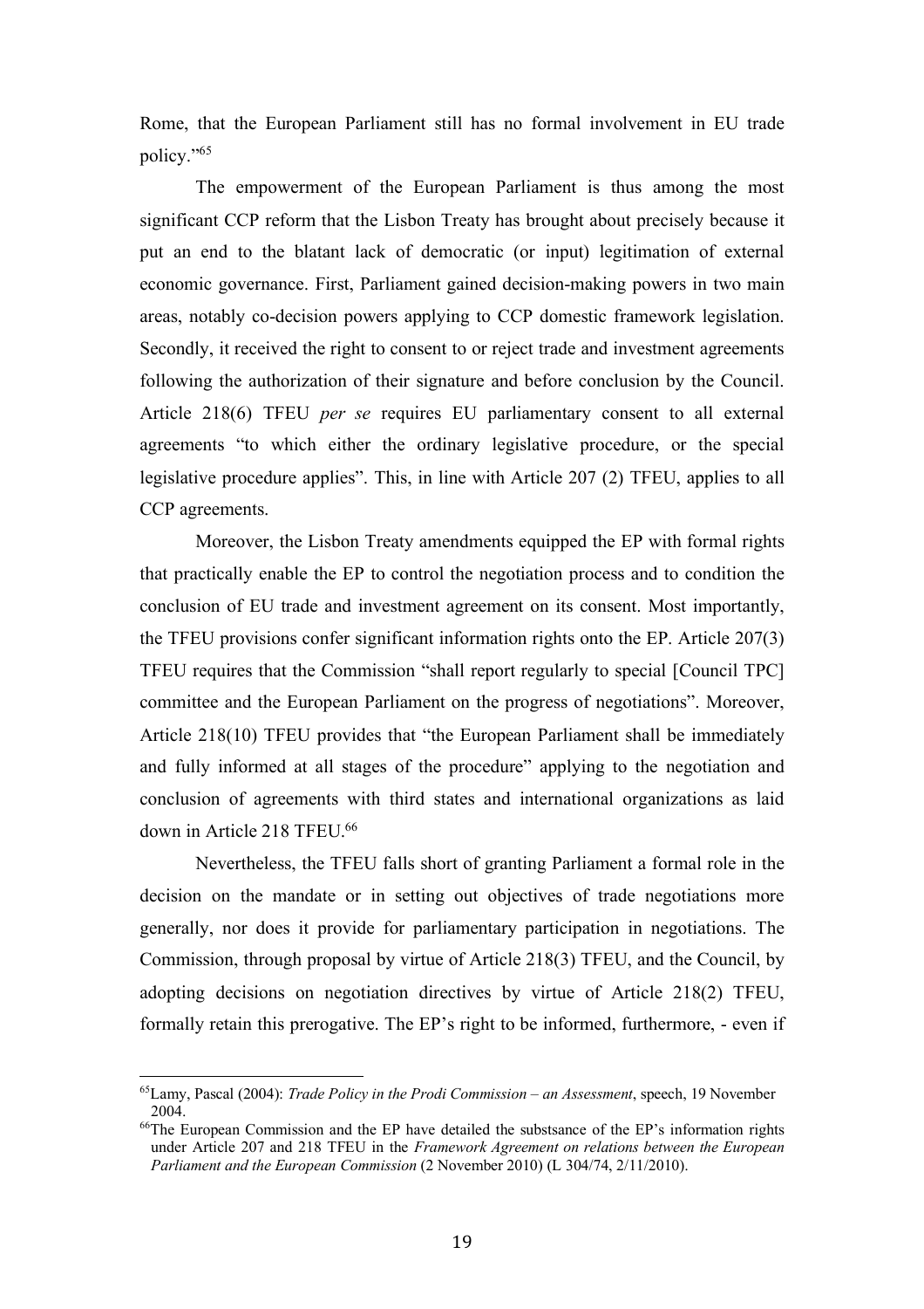Rome, that the European Parliament still has no formal involvement in EU trade policy."[65]

The empowerment of the European Parliament is thus among the most significant CCP reform that the Lisbon Treaty has brought about precisely because it put an end to the blatant lack of democratic (or input) legitimation of external economic governance. First, Parliament gained decision-making powers in two main areas, notably co-decision powers applying to CCP domestic framework legislation. Secondly, it received the right to consent to or reject trade and investment agreements following the authorization of their signature and before conclusion by the Council. Article 218(6) TFEU *per se* requires EU parliamentary consent to all external agreements "to which either the ordinary legislative procedure, or the special legislative procedure applies". This, in line with Article 207 (2) TFEU, applies to all CCP agreements.

Moreover, the Lisbon Treaty amendments equipped the EP with formal rights that practically enable the EP to control the negotiation process and to condition the conclusion of EU trade and investment agreement on its consent. Most importantly, the TFEU provisions confer significant information rights onto the EP. Article 207(3) TFEU requires that the Commission "shall report regularly to special [Council TPC] committee and the European Parliament on the progress of negotiations". Moreover, Article 218(10) TFEU provides that "the European Parliament shall be immediately and fully informed at all stages of the procedure" applying to the negotiation and conclusion of agreements with third states and international organizations as laid down in Article 218 TFEU.[66]

Nevertheless, the TFEU falls short of granting Parliament a formal role in the decision on the mandate or in setting out objectives of trade negotiations more generally, nor does it provide for parliamentary participation in negotiations. The Commission, through proposal by virtue of Article 218(3) TFEU, and the Council, by adopting decisions on negotiation directives by virtue of Article 218(2) TFEU, formally retain this prerogative. The EP's right to be informed, furthermore, - even if

---

[65] Lamy, Pascal (2004): *Trade Policy in the Prodi Commission – an Assessment*, speech, 19 November 2004.

[66] The European Commission and the EP have detailed the substsance of the EP's information rights under Article 207 and 218 TFEU in the *Framework Agreement on relations between the European Parliament and the European Commission* (2 November 2010) (L 304/74, 2/11/2010).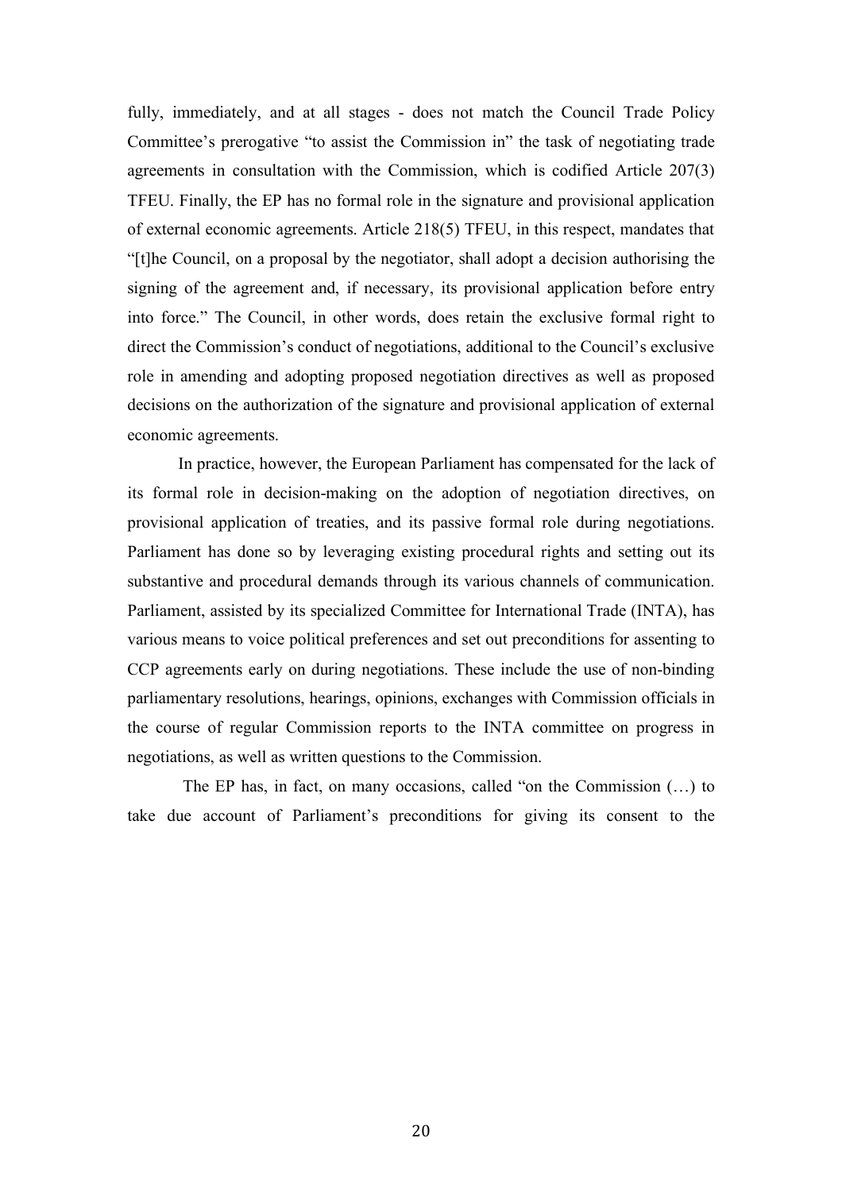fully, immediately, and at all stages - does not match the Council Trade Policy Committee's prerogative "to assist the Commission in" the task of negotiating trade agreements in consultation with the Commission, which is codified Article 207(3) TFEU. Finally, the EP has no formal role in the signature and provisional application of external economic agreements. Article 218(5) TFEU, in this respect, mandates that "[t]he Council, on a proposal by the negotiator, shall adopt a decision authorising the signing of the agreement and, if necessary, its provisional application before entry into force." The Council, in other words, does retain the exclusive formal right to direct the Commission's conduct of negotiations, additional to the Council's exclusive role in amending and adopting proposed negotiation directives as well as proposed decisions on the authorization of the signature and provisional application of external economic agreements.

In practice, however, the European Parliament has compensated for the lack of its formal role in decision-making on the adoption of negotiation directives, on provisional application of treaties, and its passive formal role during negotiations. Parliament has done so by leveraging existing procedural rights and setting out its substantive and procedural demands through its various channels of communication. Parliament, assisted by its specialized Committee for International Trade (INTA), has various means to voice political preferences and set out preconditions for assenting to CCP agreements early on during negotiations. These include the use of non-binding parliamentary resolutions, hearings, opinions, exchanges with Commission officials in the course of regular Commission reports to the INTA committee on progress in negotiations, as well as written questions to the Commission.

The EP has, in fact, on many occasions, called "on the Commission (…) to take due account of Parliament's preconditions for giving its consent to the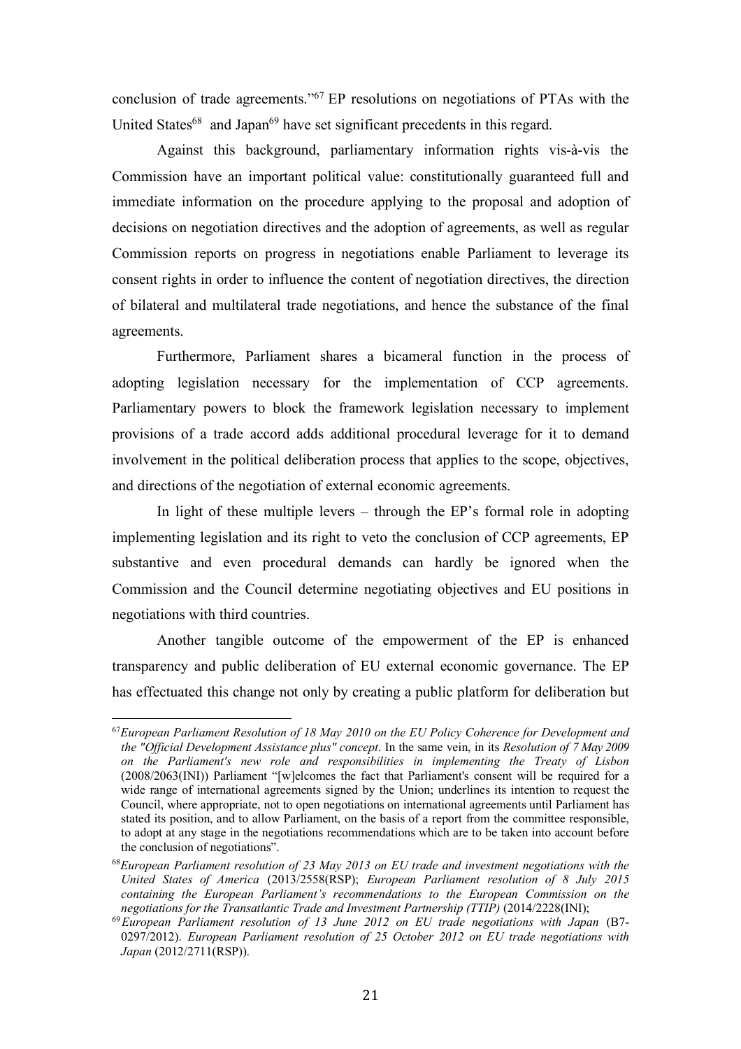conclusion of trade agreements."[67] EP resolutions on negotiations of PTAs with the United States[68] and Japan[69] have set significant precedents in this regard.

Against this background, parliamentary information rights vis-à-vis the Commission have an important political value: constitutionally guaranteed full and immediate information on the procedure applying to the proposal and adoption of decisions on negotiation directives and the adoption of agreements, as well as regular Commission reports on progress in negotiations enable Parliament to leverage its consent rights in order to influence the content of negotiation directives, the direction of bilateral and multilateral trade negotiations, and hence the substance of the final agreements.

Furthermore, Parliament shares a bicameral function in the process of adopting legislation necessary for the implementation of CCP agreements. Parliamentary powers to block the framework legislation necessary to implement provisions of a trade accord adds additional procedural leverage for it to demand involvement in the political deliberation process that applies to the scope, objectives, and directions of the negotiation of external economic agreements.

In light of these multiple levers – through the EP's formal role in adopting implementing legislation and its right to veto the conclusion of CCP agreements, EP substantive and even procedural demands can hardly be ignored when the Commission and the Council determine negotiating objectives and EU positions in negotiations with third countries.

Another tangible outcome of the empowerment of the EP is enhanced transparency and public deliberation of EU external economic governance. The EP has effectuated this change not only by creating a public platform for deliberation but

---

[67] *European Parliament Resolution of 18 May 2010 on the EU Policy Coherence for Development and the "Official Development Assistance plus" concept*. In the same vein, in its *Resolution of 7 May 2009 on the Parliament's new role and responsibilities in implementing the Treaty of Lisbon* (2008/2063(INI)) Parliament "[w]elcomes the fact that Parliament's consent will be required for a wide range of international agreements signed by the Union; underlines its intention to request the Council, where appropriate, not to open negotiations on international agreements until Parliament has stated its position, and to allow Parliament, on the basis of a report from the committee responsible, to adopt at any stage in the negotiations recommendations which are to be taken into account before the conclusion of negotiations".

[68] *European Parliament resolution of 23 May 2013 on EU trade and investment negotiations with the United States of America* (2013/2558(RSP); *European Parliament resolution of 8 July 2015 containing the European Parliament's recommendations to the European Commission on the negotiations for the Transatlantic Trade and Investment Partnership (TTIP)* (2014/2228(INI);

[69] *European Parliament resolution of 13 June 2012 on EU trade negotiations with Japan* (B7-0297/2012). *European Parliament resolution of 25 October 2012 on EU trade negotiations with Japan* (2012/2711(RSP)).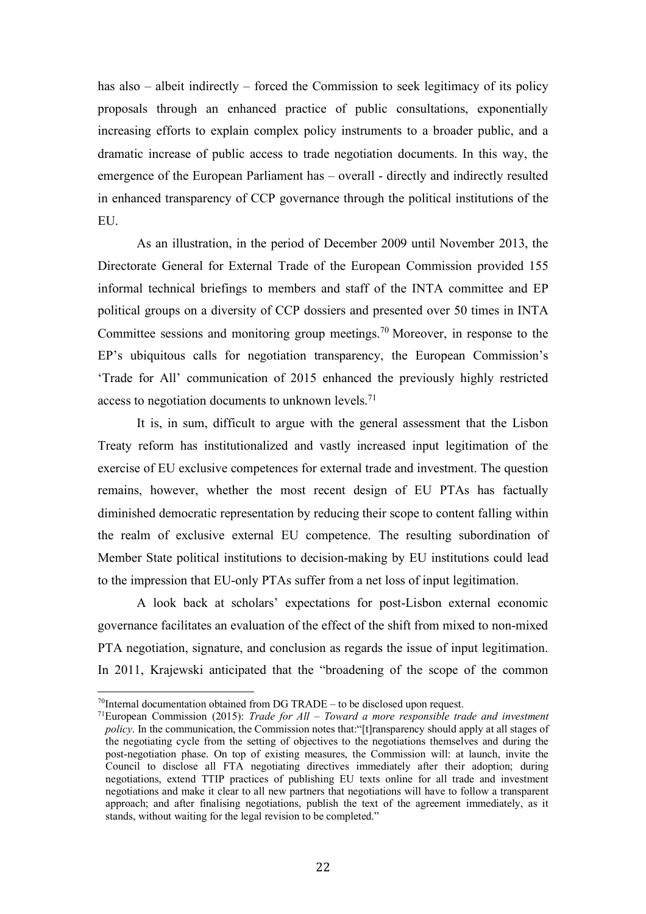has also – albeit indirectly – forced the Commission to seek legitimacy of its policy proposals through an enhanced practice of public consultations, exponentially increasing efforts to explain complex policy instruments to a broader public, and a dramatic increase of public access to trade negotiation documents. In this way, the emergence of the European Parliament has – overall - directly and indirectly resulted in enhanced transparency of CCP governance through the political institutions of the EU.

As an illustration, in the period of December 2009 until November 2013, the Directorate General for External Trade of the European Commission provided 155 informal technical briefings to members and staff of the INTA committee and EP political groups on a diversity of CCP dossiers and presented over 50 times in INTA Committee sessions and monitoring group meetings.[70] Moreover, in response to the EP's ubiquitous calls for negotiation transparency, the European Commission's 'Trade for All' communication of 2015 enhanced the previously highly restricted access to negotiation documents to unknown levels.[71]

It is, in sum, difficult to argue with the general assessment that the Lisbon Treaty reform has institutionalized and vastly increased input legitimation of the exercise of EU exclusive competences for external trade and investment. The question remains, however, whether the most recent design of EU PTAs has factually diminished democratic representation by reducing their scope to content falling within the realm of exclusive external EU competence. The resulting subordination of Member State political institutions to decision-making by EU institutions could lead to the impression that EU-only PTAs suffer from a net loss of input legitimation.

A look back at scholars' expectations for post-Lisbon external economic governance facilitates an evaluation of the effect of the shift from mixed to non-mixed PTA negotiation, signature, and conclusion as regards the issue of input legitimation. In 2011, Krajewski anticipated that the "broadening of the scope of the common

---

[70] Internal documentation obtained from DG TRADE – to be disclosed upon request.

[71] European Commission (2015): *Trade for All – Toward a more responsible trade and investment policy*. In the communication, the Commission notes that:"[t]ransparency should apply at all stages of the negotiating cycle from the setting of objectives to the negotiations themselves and during the post-negotiation phase. On top of existing measures, the Commission will: at launch, invite the Council to disclose all FTA negotiating directives immediately after their adoption; during negotiations, extend TTIP practices of publishing EU texts online for all trade and investment negotiations and make it clear to all new partners that negotiations will have to follow a transparent approach; and after finalising negotiations, publish the text of the agreement immediately, as it stands, without waiting for the legal revision to be completed."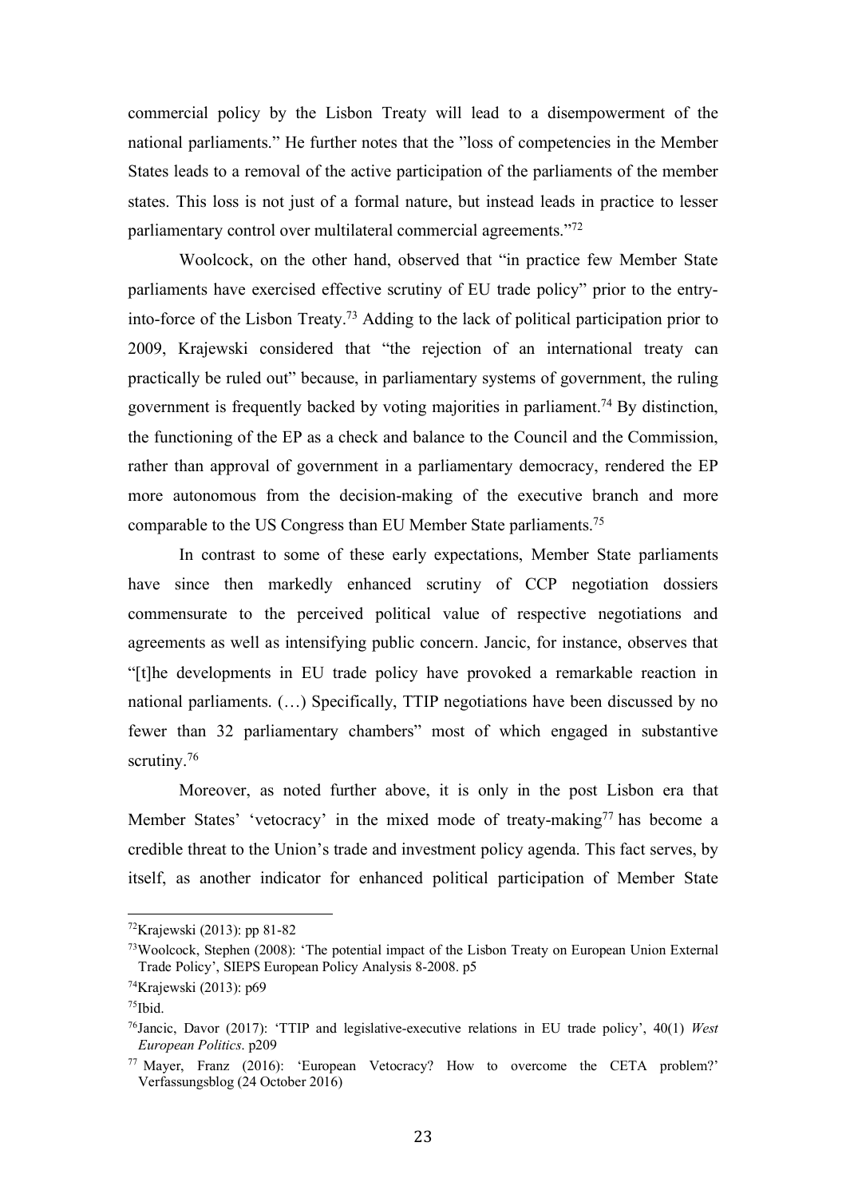commercial policy by the Lisbon Treaty will lead to a disempowerment of the national parliaments." He further notes that the "loss of competencies in the Member States leads to a removal of the active participation of the parliaments of the member states. This loss is not just of a formal nature, but instead leads in practice to lesser parliamentary control over multilateral commercial agreements."[72]

Woolcock, on the other hand, observed that "in practice few Member State parliaments have exercised effective scrutiny of EU trade policy" prior to the entry-into-force of the Lisbon Treaty.[73] Adding to the lack of political participation prior to 2009, Krajewski considered that "the rejection of an international treaty can practically be ruled out" because, in parliamentary systems of government, the ruling government is frequently backed by voting majorities in parliament.[74] By distinction, the functioning of the EP as a check and balance to the Council and the Commission, rather than approval of government in a parliamentary democracy, rendered the EP more autonomous from the decision-making of the executive branch and more comparable to the US Congress than EU Member State parliaments.[75]

In contrast to some of these early expectations, Member State parliaments have since then markedly enhanced scrutiny of CCP negotiation dossiers commensurate to the perceived political value of respective negotiations and agreements as well as intensifying public concern. Jancic, for instance, observes that "[t]he developments in EU trade policy have provoked a remarkable reaction in national parliaments. (…) Specifically, TTIP negotiations have been discussed by no fewer than 32 parliamentary chambers" most of which engaged in substantive scrutiny.[76]

Moreover, as noted further above, it is only in the post Lisbon era that Member States' 'vetocracy' in the mixed mode of treaty-making[77] has become a credible threat to the Union's trade and investment policy agenda. This fact serves, by itself, as another indicator for enhanced political participation of Member State

---

[72] Krajewski (2013): pp 81-82

[73] Woolcock, Stephen (2008): 'The potential impact of the Lisbon Treaty on European Union External Trade Policy', SIEPS European Policy Analysis 8-2008. p5

[74] Krajewski (2013): p69

[75] Ibid.

[76] Jancic, Davor (2017): 'TTIP and legislative-executive relations in EU trade policy', 40(1) *West European Politics*. p209

[77] Mayer, Franz (2016): 'European Vetocracy? How to overcome the CETA problem?' Verfassungsblog (24 October 2016)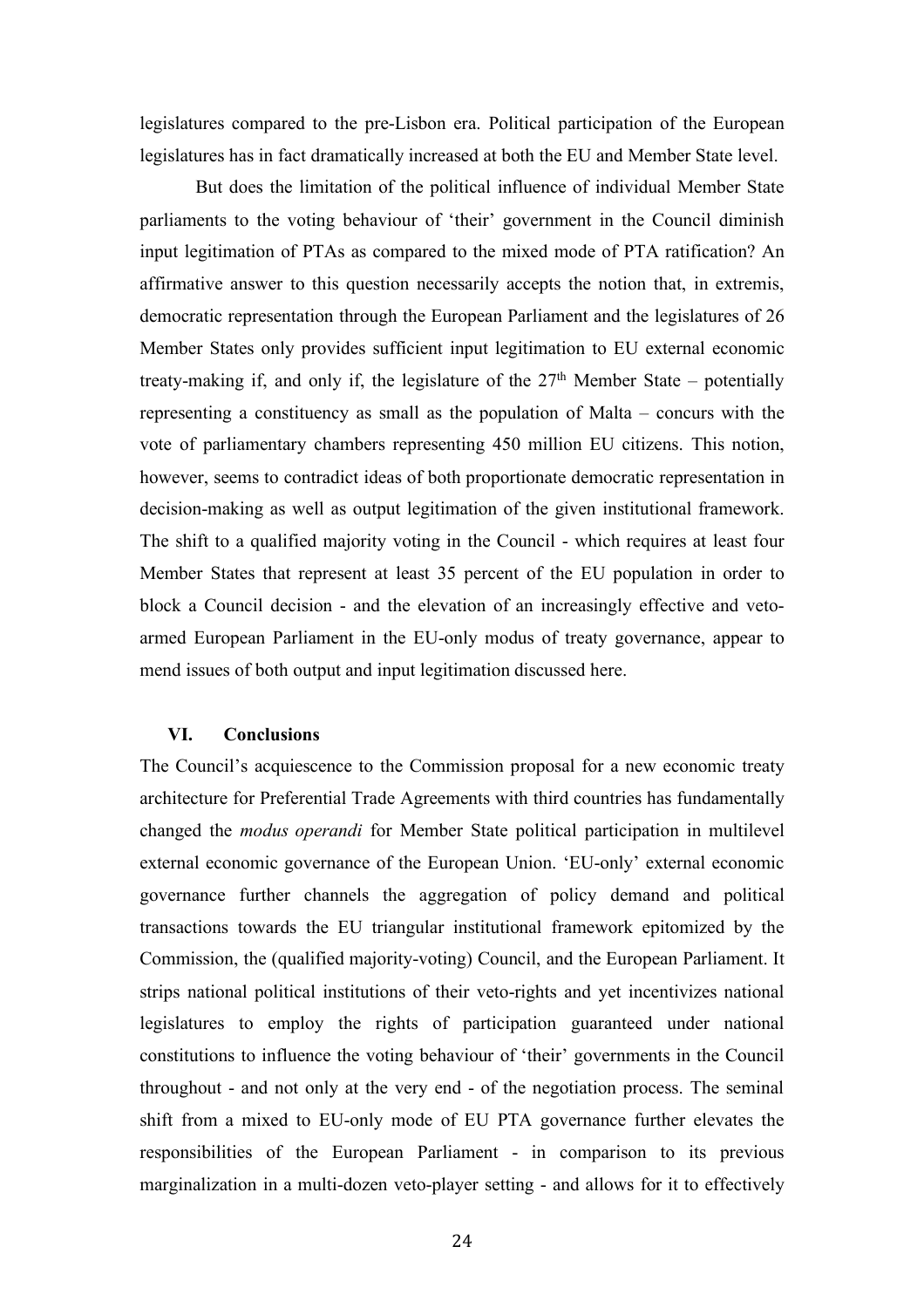legislatures compared to the pre-Lisbon era. Political participation of the European legislatures has in fact dramatically increased at both the EU and Member State level.

But does the limitation of the political influence of individual Member State parliaments to the voting behaviour of 'their' government in the Council diminish input legitimation of PTAs as compared to the mixed mode of PTA ratification? An affirmative answer to this question necessarily accepts the notion that, in extremis, democratic representation through the European Parliament and the legislatures of 26 Member States only provides sufficient input legitimation to EU external economic treaty-making if, and only if, the legislature of the 27th Member State – potentially representing a constituency as small as the population of Malta – concurs with the vote of parliamentary chambers representing 450 million EU citizens. This notion, however, seems to contradict ideas of both proportionate democratic representation in decision-making as well as output legitimation of the given institutional framework. The shift to a qualified majority voting in the Council - which requires at least four Member States that represent at least 35 percent of the EU population in order to block a Council decision - and the elevation of an increasingly effective and veto-armed European Parliament in the EU-only modus of treaty governance, appear to mend issues of both output and input legitimation discussed here.

## VI. Conclusions

The Council's acquiescence to the Commission proposal for a new economic treaty architecture for Preferential Trade Agreements with third countries has fundamentally changed the *modus operandi* for Member State political participation in multilevel external economic governance of the European Union. 'EU-only' external economic governance further channels the aggregation of policy demand and political transactions towards the EU triangular institutional framework epitomized by the Commission, the (qualified majority-voting) Council, and the European Parliament. It strips national political institutions of their veto-rights and yet incentivizes national legislatures to employ the rights of participation guaranteed under national constitutions to influence the voting behaviour of 'their' governments in the Council throughout - and not only at the very end - of the negotiation process. The seminal shift from a mixed to EU-only mode of EU PTA governance further elevates the responsibilities of the European Parliament - in comparison to its previous marginalization in a multi-dozen veto-player setting - and allows for it to effectively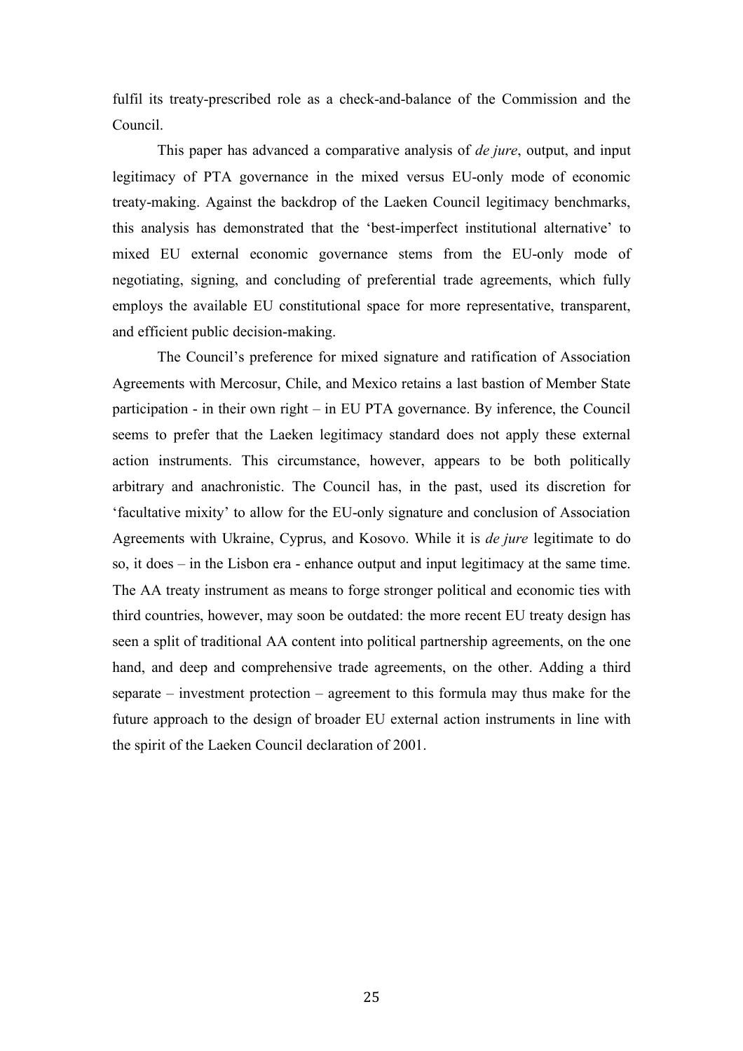fulfil its treaty-prescribed role as a check-and-balance of the Commission and the Council.

This paper has advanced a comparative analysis of *de jure*, output, and input legitimacy of PTA governance in the mixed versus EU-only mode of economic treaty-making. Against the backdrop of the Laeken Council legitimacy benchmarks, this analysis has demonstrated that the 'best-imperfect institutional alternative' to mixed EU external economic governance stems from the EU-only mode of negotiating, signing, and concluding of preferential trade agreements, which fully employs the available EU constitutional space for more representative, transparent, and efficient public decision-making.

The Council's preference for mixed signature and ratification of Association Agreements with Mercosur, Chile, and Mexico retains a last bastion of Member State participation - in their own right – in EU PTA governance. By inference, the Council seems to prefer that the Laeken legitimacy standard does not apply these external action instruments. This circumstance, however, appears to be both politically arbitrary and anachronistic. The Council has, in the past, used its discretion for 'facultative mixity' to allow for the EU-only signature and conclusion of Association Agreements with Ukraine, Cyprus, and Kosovo. While it is *de jure* legitimate to do so, it does – in the Lisbon era - enhance output and input legitimacy at the same time. The AA treaty instrument as means to forge stronger political and economic ties with third countries, however, may soon be outdated: the more recent EU treaty design has seen a split of traditional AA content into political partnership agreements, on the one hand, and deep and comprehensive trade agreements, on the other. Adding a third separate – investment protection – agreement to this formula may thus make for the future approach to the design of broader EU external action instruments in line with the spirit of the Laeken Council declaration of 2001.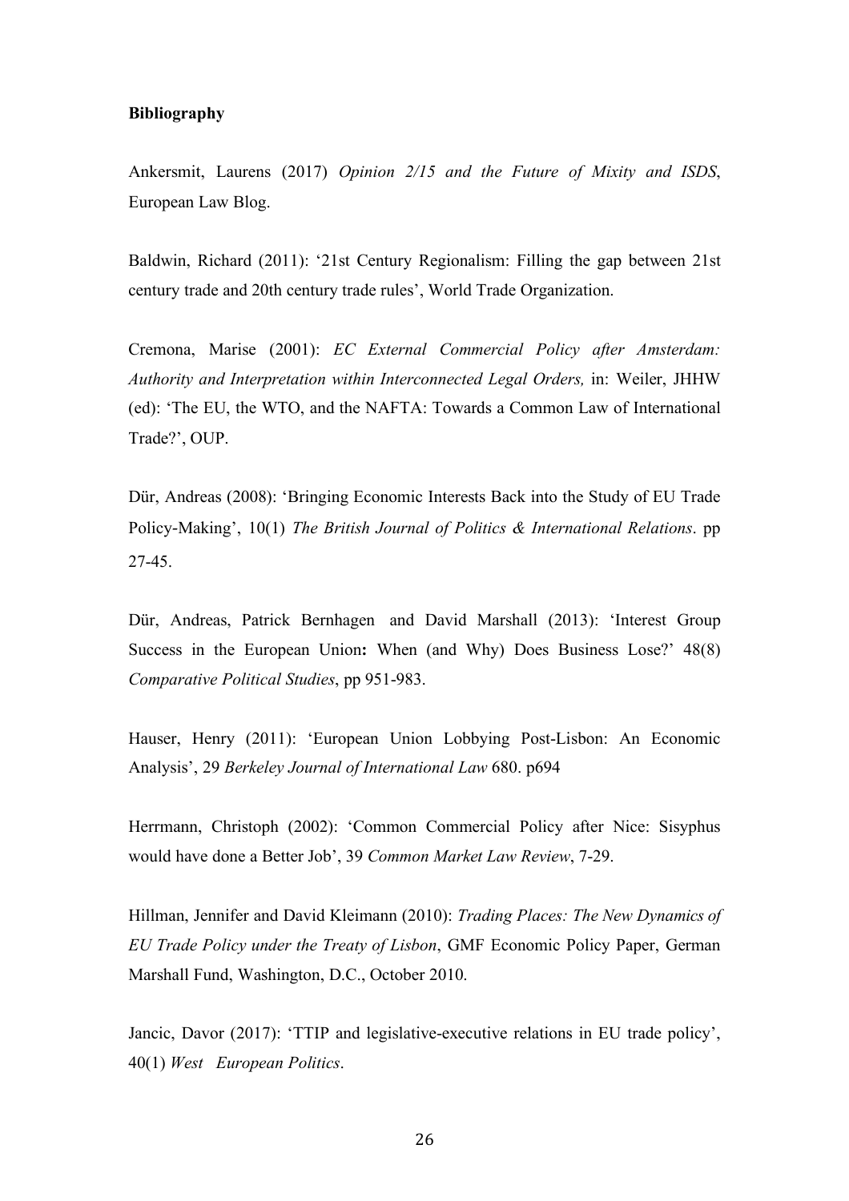**Bibliography**

Ankersmit, Laurens (2017) *Opinion 2/15 and the Future of Mixity and ISDS*, European Law Blog.

Baldwin, Richard (2011): '21st Century Regionalism: Filling the gap between 21st century trade and 20th century trade rules', World Trade Organization.

Cremona, Marise (2001): *EC External Commercial Policy after Amsterdam: Authority and Interpretation within Interconnected Legal Orders,* in: Weiler, JHHW (ed): 'The EU, the WTO, and the NAFTA: Towards a Common Law of International Trade?', OUP.

Dür, Andreas (2008): 'Bringing Economic Interests Back into the Study of EU Trade Policy-Making', 10(1) *The British Journal of Politics & International Relations*. pp 27-45.

Dür, Andreas, Patrick Bernhagen and David Marshall (2013): 'Interest Group Success in the European Union**:** When (and Why) Does Business Lose?' 48(8) *Comparative Political Studies*, pp 951-983.

Hauser, Henry (2011): 'European Union Lobbying Post-Lisbon: An Economic Analysis', 29 *Berkeley Journal of International Law* 680. p694

Herrmann, Christoph (2002): 'Common Commercial Policy after Nice: Sisyphus would have done a Better Job', 39 *Common Market Law Review*, 7-29.

Hillman, Jennifer and David Kleimann (2010): *Trading Places: The New Dynamics of EU Trade Policy under the Treaty of Lisbon*, GMF Economic Policy Paper, German Marshall Fund, Washington, D.C., October 2010.

Jancic, Davor (2017): 'TTIP and legislative-executive relations in EU trade policy', 40(1) *West European Politics*.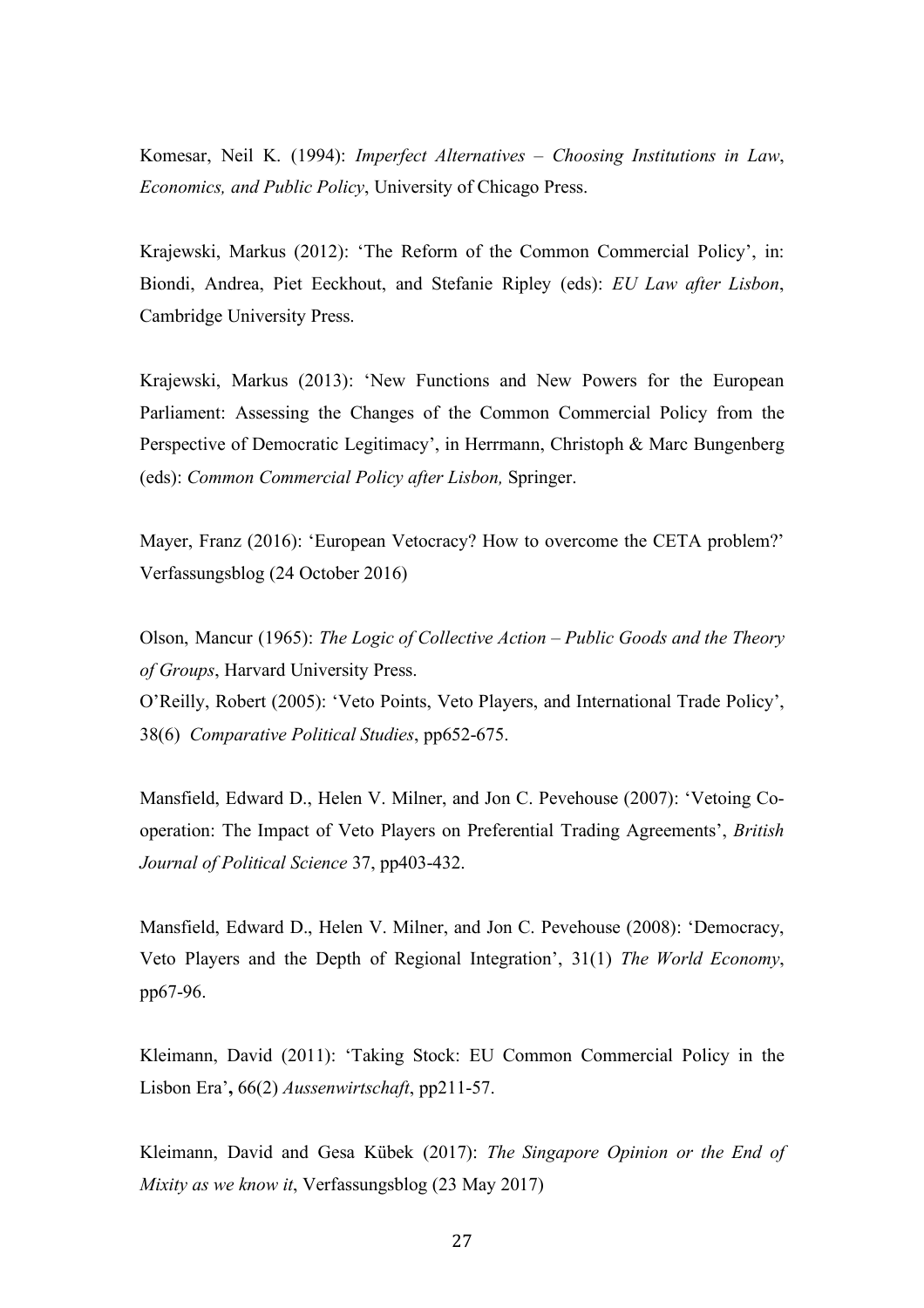Komesar, Neil K. (1994): *Imperfect Alternatives – Choosing Institutions in Law, Economics, and Public Policy*, University of Chicago Press.

Krajewski, Markus (2012): 'The Reform of the Common Commercial Policy', in: Biondi, Andrea, Piet Eeckhout, and Stefanie Ripley (eds): *EU Law after Lisbon*, Cambridge University Press.

Krajewski, Markus (2013): 'New Functions and New Powers for the European Parliament: Assessing the Changes of the Common Commercial Policy from the Perspective of Democratic Legitimacy', in Herrmann, Christoph & Marc Bungenberg (eds): *Common Commercial Policy after Lisbon,* Springer.

Mayer, Franz (2016): 'European Vetocracy? How to overcome the CETA problem?' Verfassungsblog (24 October 2016)

Olson, Mancur (1965): *The Logic of Collective Action – Public Goods and the Theory of Groups*, Harvard University Press.

O'Reilly, Robert (2005): 'Veto Points, Veto Players, and International Trade Policy', 38(6) *Comparative Political Studies*, pp652-675.

Mansfield, Edward D., Helen V. Milner, and Jon C. Pevehouse (2007): 'Vetoing Co-operation: The Impact of Veto Players on Preferential Trading Agreements', *British Journal of Political Science* 37, pp403-432.

Mansfield, Edward D., Helen V. Milner, and Jon C. Pevehouse (2008): 'Democracy, Veto Players and the Depth of Regional Integration', 31(1) *The World Economy*, pp67-96.

Kleimann, David (2011): 'Taking Stock: EU Common Commercial Policy in the Lisbon Era'**,** 66(2) *Aussenwirtschaft*, pp211-57.

Kleimann, David and Gesa Kübek (2017): *The Singapore Opinion or the End of Mixity as we know it*, Verfassungsblog (23 May 2017)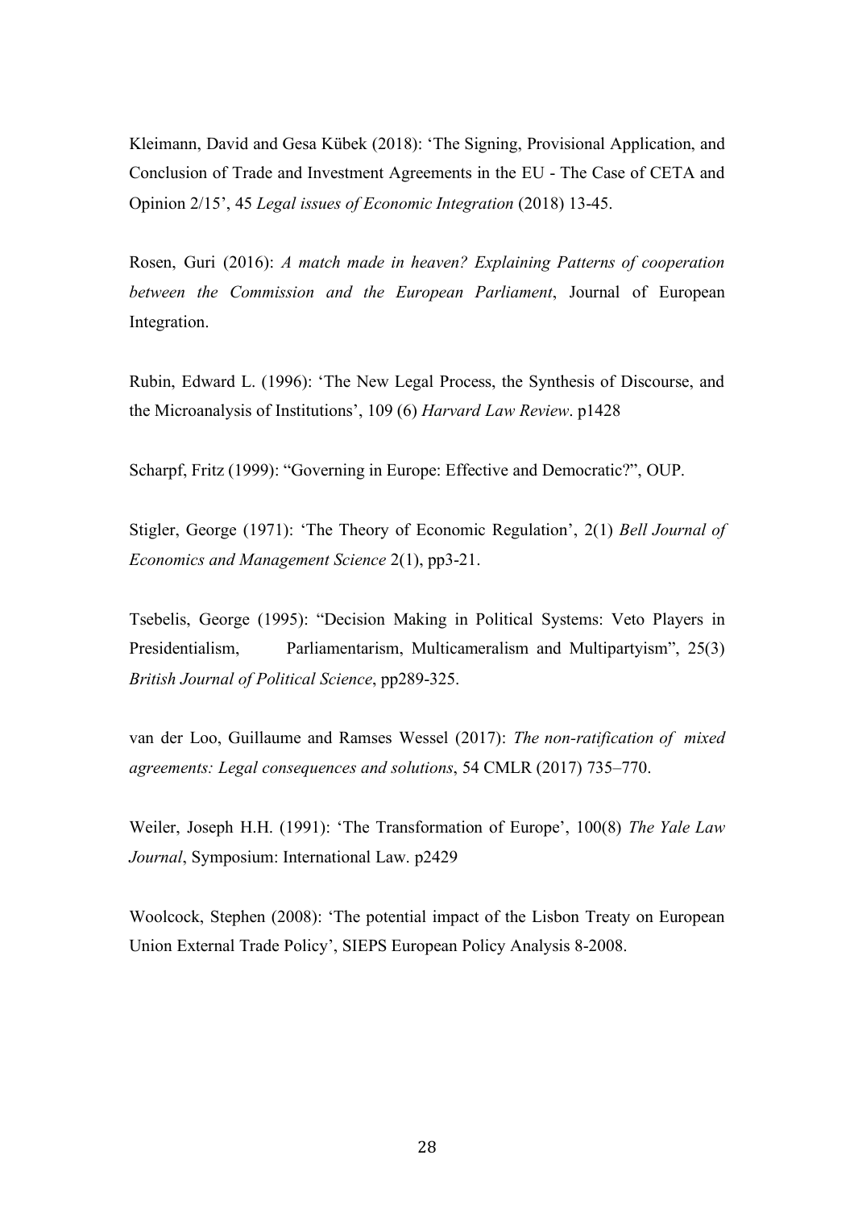Kleimann, David and Gesa Kübek (2018): 'The Signing, Provisional Application, and Conclusion of Trade and Investment Agreements in the EU - The Case of CETA and Opinion 2/15', 45 *Legal issues of Economic Integration* (2018) 13-45.

Rosen, Guri (2016): *A match made in heaven? Explaining Patterns of cooperation between the Commission and the European Parliament*, Journal of European Integration.

Rubin, Edward L. (1996): 'The New Legal Process, the Synthesis of Discourse, and the Microanalysis of Institutions', 109 (6) *Harvard Law Review*. p1428

Scharpf, Fritz (1999): "Governing in Europe: Effective and Democratic?", OUP.

Stigler, George (1971): 'The Theory of Economic Regulation', 2(1) *Bell Journal of Economics and Management Science* 2(1), pp3-21.

Tsebelis, George (1995): "Decision Making in Political Systems: Veto Players in Presidentialism, Parliamentarism, Multicameralism and Multipartyism", 25(3) *British Journal of Political Science*, pp289-325.

van der Loo, Guillaume and Ramses Wessel (2017): *The non-ratification of mixed agreements: Legal consequences and solutions*, 54 CMLR (2017) 735–770.

Weiler, Joseph H.H. (1991): 'The Transformation of Europe', 100(8) *The Yale Law Journal*, Symposium: International Law. p2429

Woolcock, Stephen (2008): 'The potential impact of the Lisbon Treaty on European Union External Trade Policy', SIEPS European Policy Analysis 8-2008.